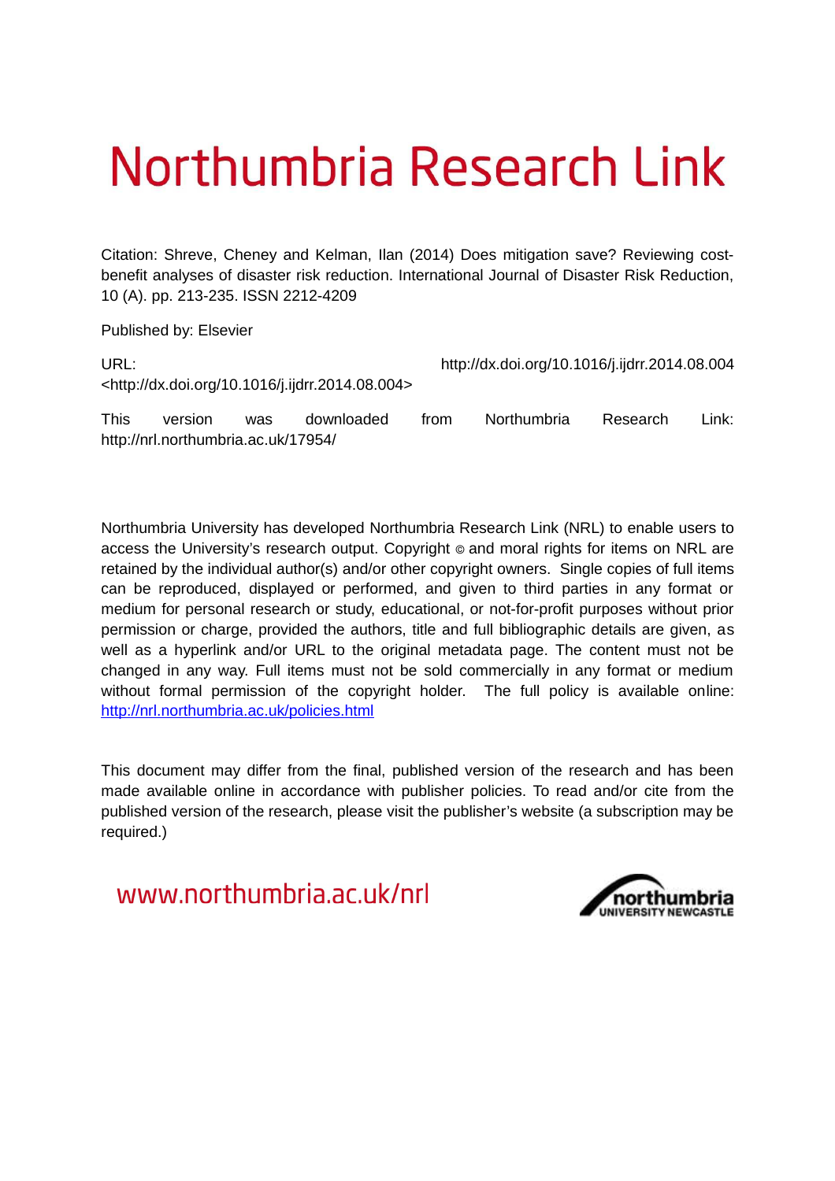# Northumbria Research Link

Citation: Shreve, Cheney and Kelman, Ilan (2014) Does mitigation save? Reviewing cost-benefit analyses of disaster risk reduction. International Journal of Disaster Risk Reduction, 10 (A). pp. 213-235. ISSN 2212-4209

Published by: Elsevier

URL: http://dx.doi.org/10.1016/j.ijdrr.2014.08.004 <http://dx.doi.org/10.1016/j.ijdrr.2014.08.004>

This version was downloaded from Northumbria Research Link: http://nrl.northumbria.ac.uk/17954/

Northumbria University has developed Northumbria Research Link (NRL) to enable users to access the University's research output. Copyright © and moral rights for items on NRL are retained by the individual author(s) and/or other copyright owners. Single copies of full items can be reproduced, displayed or performed, and given to third parties in any format or medium for personal research or study, educational, or not-for-profit purposes without prior permission or charge, provided the authors, title and full bibliographic details are given, as well as a hyperlink and/or URL to the original metadata page. The content must not be changed in any way. Full items must not be sold commercially in any format or medium without formal permission of the copyright holder. The full policy is available online: http://nrl.northumbria.ac.uk/policies.html

This document may differ from the final, published version of the research and has been made available online in accordance with publisher policies. To read and/or cite from the published version of the research, please visit the publisher's website (a subscription may be required.)

www.northumbria.ac.uk/nrl

northumbria UNIVERSITY NEWCASTLE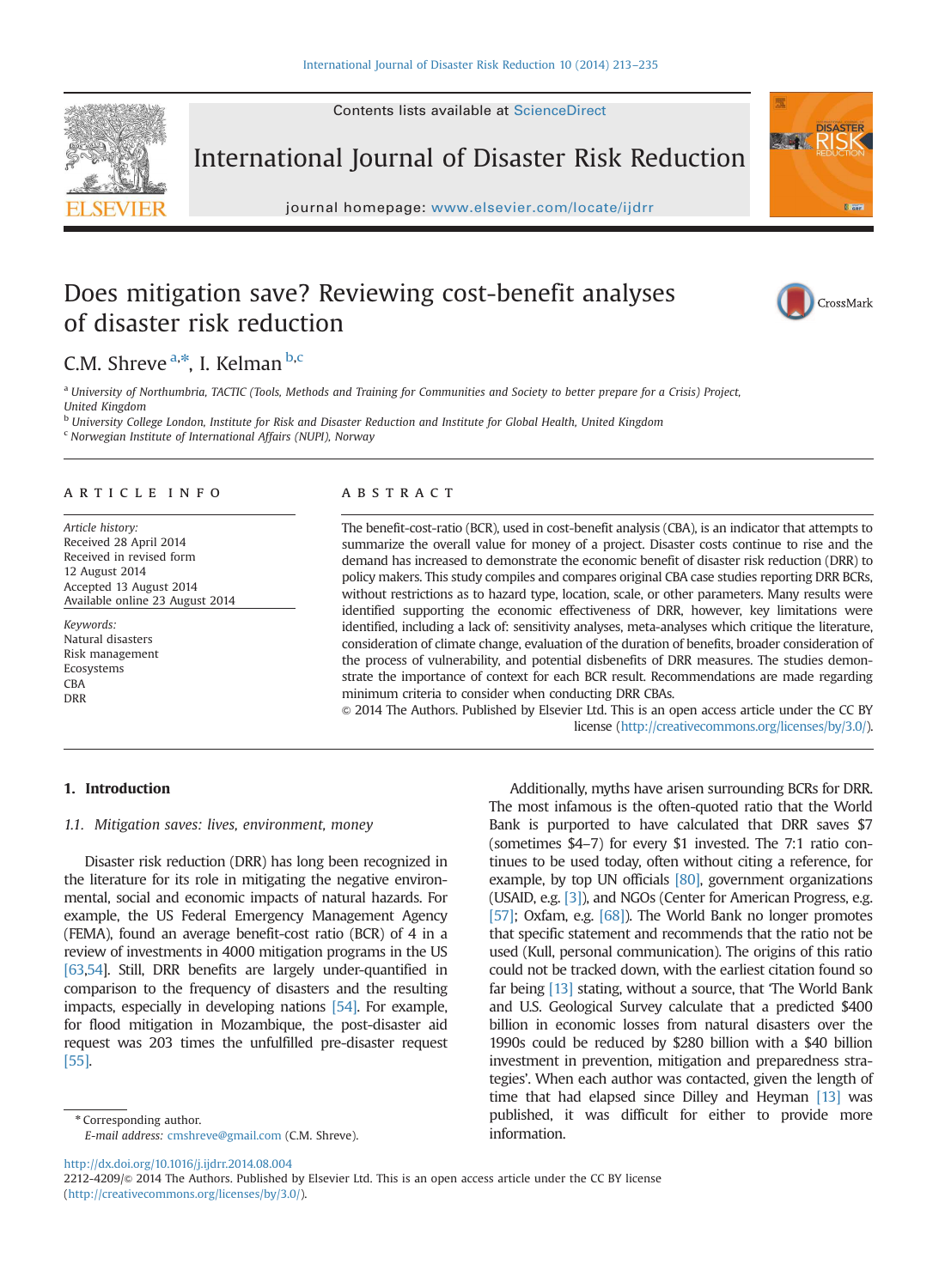# Does mitigation save? Reviewing cost-benefit analyses of disaster risk reduction

C.M. Shreve [a,*], I. Kelman [b,c]

[a] University of Northumbria, TACTIC (Tools, Methods and Training for Communities and Society to better prepare for a Crisis) Project, United Kingdom

[b] University College London, Institute for Risk and Disaster Reduction and Institute for Global Health, United Kingdom

[c] Norwegian Institute of International Affairs (NUPI), Norway

## ARTICLE INFO

*Article history:*
Received 28 April 2014
Received in revised form
12 August 2014
Accepted 13 August 2014
Available online 23 August 2014

*Keywords:*
Natural disasters
Risk management
Ecosystems
CBA
DRR

## ABSTRACT

The benefit-cost-ratio (BCR), used in cost-benefit analysis (CBA), is an indicator that attempts to summarize the overall value for money of a project. Disaster costs continue to rise and the demand has increased to demonstrate the economic benefit of disaster risk reduction (DRR) to policy makers. This study compiles and compares original CBA case studies reporting DRR BCRs, without restrictions as to hazard type, location, scale, or other parameters. Many results were identified supporting the economic effectiveness of DRR, however, key limitations were identified, including a lack of: sensitivity analyses, meta-analyses which critique the literature, consideration of climate change, evaluation of the duration of benefits, broader consideration of the process of vulnerability, and potential disbenefits of DRR measures. The studies demonstrate the importance of context for each BCR result. Recommendations are made regarding minimum criteria to consider when conducting DRR CBAs.

© 2014 The Authors. Published by Elsevier Ltd. This is an open access article under the CC BY license (http://creativecommons.org/licenses/by/3.0/).

## 1. Introduction

### 1.1. *Mitigation saves: lives, environment, money*

Disaster risk reduction (DRR) has long been recognized in the literature for its role in mitigating the negative environmental, social and economic impacts of natural hazards. For example, the US Federal Emergency Management Agency (FEMA), found an average benefit-cost ratio (BCR) of 4 in a review of investments in 4000 mitigation programs in the US [63,54]. Still, DRR benefits are largely under-quantified in comparison to the frequency of disasters and the resulting impacts, especially in developing nations [54]. For example, for flood mitigation in Mozambique, the post-disaster aid request was 203 times the unfulfilled pre-disaster request [55].

Additionally, myths have arisen surrounding BCRs for DRR. The most infamous is the often-quoted ratio that the World Bank is purported to have calculated that DRR saves $7 (sometimes $4–7) for every $1 invested. The 7:1 ratio continues to be used today, often without citing a reference, for example, by top UN officials [80], government organizations (USAID, e.g. [3]), and NGOs (Center for American Progress, e.g. [57]; Oxfam, e.g. [68]). The World Bank no longer promotes that specific statement and recommends that the ratio not be used (Kull, personal communication). The origins of this ratio could not be tracked down, with the earliest citation found so far being [13] stating, without a source, that 'The World Bank and U.S. Geological Survey calculate that a predicted $400 billion in economic losses from natural disasters over the 1990s could be reduced by $280 billion with a $40 billion investment in prevention, mitigation and preparedness strategies'. When each author was contacted, given the length of time that had elapsed since Dilley and Heyman [13] was published, it was difficult for either to provide more information.

* Corresponding author.
*E-mail address:* cmshreve@gmail.com (C.M. Shreve).

http://dx.doi.org/10.1016/j.ijdrr.2014.08.004
2212-4209/© 2014 The Authors. Published by Elsevier Ltd. This is an open access article under the CC BY license (http://creativecommons.org/licenses/by/3.0/).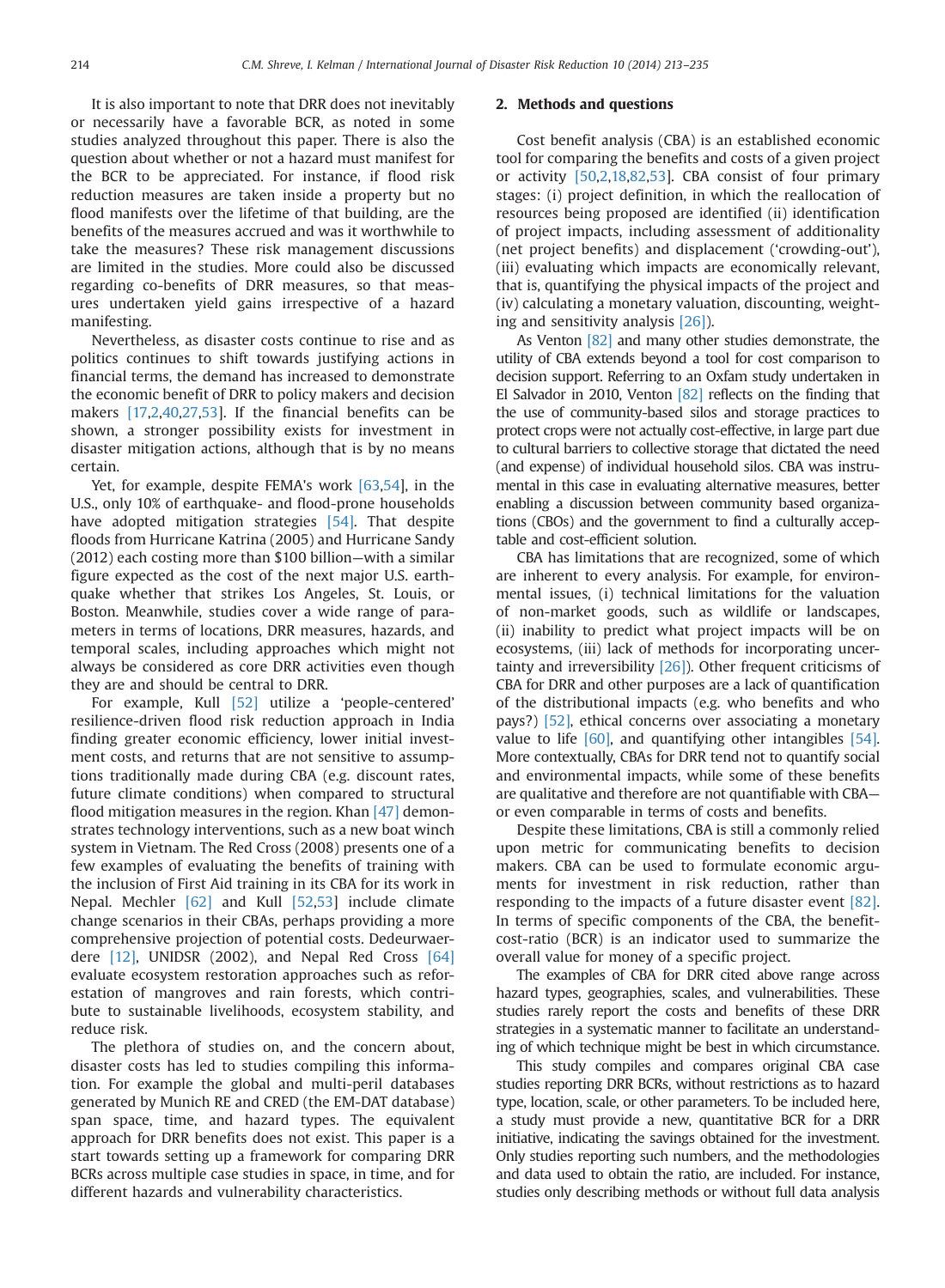It is also important to note that DRR does not inevitably or necessarily have a favorable BCR, as noted in some studies analyzed throughout this paper. There is also the question about whether or not a hazard must manifest for the BCR to be appreciated. For instance, if flood risk reduction measures are taken inside a property but no flood manifests over the lifetime of that building, are the benefits of the measures accrued and was it worthwhile to take the measures? These risk management discussions are limited in the studies. More could also be discussed regarding co-benefits of DRR measures, so that measures undertaken yield gains irrespective of a hazard manifesting.

Nevertheless, as disaster costs continue to rise and as politics continues to shift towards justifying actions in financial terms, the demand has increased to demonstrate the economic benefit of DRR to policy makers and decision makers [17,2,40,27,53]. If the financial benefits can be shown, a stronger possibility exists for investment in disaster mitigation actions, although that is by no means certain.

Yet, for example, despite FEMA's work [63,54], in the U.S., only 10% of earthquake- and flood-prone households have adopted mitigation strategies [54]. That despite floods from Hurricane Katrina (2005) and Hurricane Sandy (2012) each costing more than $100 billion—with a similar figure expected as the cost of the next major U.S. earthquake whether that strikes Los Angeles, St. Louis, or Boston. Meanwhile, studies cover a wide range of parameters in terms of locations, DRR measures, hazards, and temporal scales, including approaches which might not always be considered as core DRR activities even though they are and should be central to DRR.

For example, Kull [52] utilize a 'people-centered' resilience-driven flood risk reduction approach in India finding greater economic efficiency, lower initial investment costs, and returns that are not sensitive to assumptions traditionally made during CBA (e.g. discount rates, future climate conditions) when compared to structural flood mitigation measures in the region. Khan [47] demonstrates technology interventions, such as a new boat winch system in Vietnam. The Red Cross (2008) presents one of a few examples of evaluating the benefits of training with the inclusion of First Aid training in its CBA for its work in Nepal. Mechler [62] and Kull [52,53] include climate change scenarios in their CBAs, perhaps providing a more comprehensive projection of potential costs. Dedeurwaerdere [12], UNIDSR (2002), and Nepal Red Cross [64] evaluate ecosystem restoration approaches such as reforestation of mangroves and rain forests, which contribute to sustainable livelihoods, ecosystem stability, and reduce risk.

The plethora of studies on, and the concern about, disaster costs has led to studies compiling this information. For example the global and multi-peril databases generated by Munich RE and CRED (the EM-DAT database) span space, time, and hazard types. The equivalent approach for DRR benefits does not exist. This paper is a start towards setting up a framework for comparing DRR BCRs across multiple case studies in space, in time, and for different hazards and vulnerability characteristics.

## 2. Methods and questions

Cost benefit analysis (CBA) is an established economic tool for comparing the benefits and costs of a given project or activity [50,2,18,82,53]. CBA consist of four primary stages: (i) project definition, in which the reallocation of resources being proposed are identified (ii) identification of project impacts, including assessment of additionality (net project benefits) and displacement ('crowding-out'), (iii) evaluating which impacts are economically relevant, that is, quantifying the physical impacts of the project and (iv) calculating a monetary valuation, discounting, weighting and sensitivity analysis [26]).

As Venton [82] and many other studies demonstrate, the utility of CBA extends beyond a tool for cost comparison to decision support. Referring to an Oxfam study undertaken in El Salvador in 2010, Venton [82] reflects on the finding that the use of community-based silos and storage practices to protect crops were not actually cost-effective, in large part due to cultural barriers to collective storage that dictated the need (and expense) of individual household silos. CBA was instrumental in this case in evaluating alternative measures, better enabling a discussion between community based organizations (CBOs) and the government to find a culturally acceptable and cost-efficient solution.

CBA has limitations that are recognized, some of which are inherent to every analysis. For example, for environmental issues, (i) technical limitations for the valuation of non-market goods, such as wildlife or landscapes, (ii) inability to predict what project impacts will be on ecosystems, (iii) lack of methods for incorporating uncertainty and irreversibility [26]). Other frequent criticisms of CBA for DRR and other purposes are a lack of quantification of the distributional impacts (e.g. who benefits and who pays?) [52], ethical concerns over associating a monetary value to life [60], and quantifying other intangibles [54]. More contextually, CBAs for DRR tend not to quantify social and environmental impacts, while some of these benefits are qualitative and therefore are not quantifiable with CBA—or even comparable in terms of costs and benefits.

Despite these limitations, CBA is still a commonly relied upon metric for communicating benefits to decision makers. CBA can be used to formulate economic arguments for investment in risk reduction, rather than responding to the impacts of a future disaster event [82]. In terms of specific components of the CBA, the benefit-cost-ratio (BCR) is an indicator used to summarize the overall value for money of a specific project.

The examples of CBA for DRR cited above range across hazard types, geographies, scales, and vulnerabilities. These studies rarely report the costs and benefits of these DRR strategies in a systematic manner to facilitate an understanding of which technique might be best in which circumstance.

This study compiles and compares original CBA case studies reporting DRR BCRs, without restrictions as to hazard type, location, scale, or other parameters. To be included here, a study must provide a new, quantitative BCR for a DRR initiative, indicating the savings obtained for the investment. Only studies reporting such numbers, and the methodologies and data used to obtain the ratio, are included. For instance, studies only describing methods or without full data analysis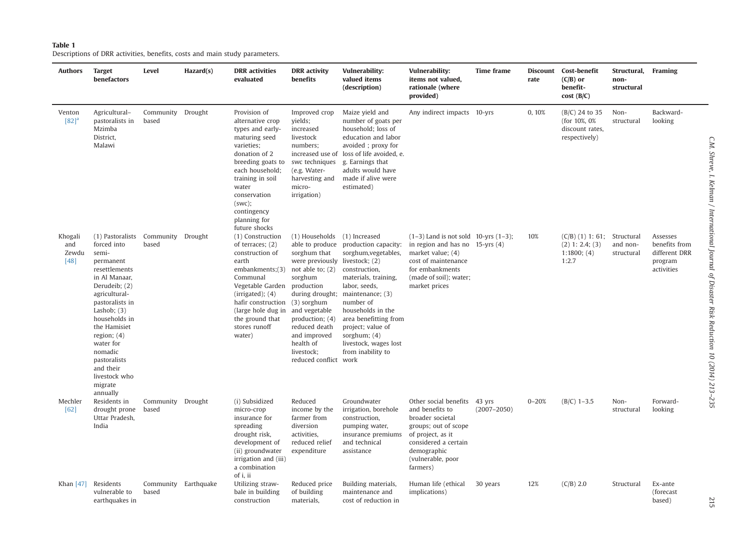**Table 1**
Descriptions of DRR activities, benefits, costs and main study parameters.

| Authors | Target benefactors | Level | Hazard(s) | DRR activities evaluated | DRR activity benefits | Vulnerability: valued items (description) | Vulnerability: items not valued, rationale (where provided) | Time frame | Discount rate | Cost-benefit (C/B) or benefit-cost (B/C) | Structural, non-structural | Framing |
|---|---|---|---|---|---|---|---|---|---|---|---|---|
| Venton [82][a] | Agricultural–pastoralists in Mzimba District, Malawi | Community based | Drought | Provision of alternative crop types and early-maturing seed varieties; donation of 2 breeding goats to each household; training in soil water conservation (swc); contingency planning for future shocks | Improved crop yields; increased livestock numbers; increased use of swc techniques (e.g. Water-harvesting and micro-irrigation) | Maize yield and number of goats per household; loss of education and labor avoided ; proxy for loss of life avoided, e. g. Earnings that adults would have made if alive were estimated) | Any indirect impacts | 10-yrs | 0, 10% | (B/C) 24 to 35 (for 10%, 0% discount rates, respectively) | Non-structural | Backward-looking |
| Khogali and Zewdu [48] | (1) Pastoralists forced into semi-permanent resettlements in Al Manaar, Derudeib; (2) agricultural-pastoralists in Lashob; (3) households in the Hamisiet region; (4) water for nomadic pastoralists and their livestock who migrate annually | Community based | Drought | (1) Construction of terraces; (2) construction of earth embankments;(3) Communal Vegetable Garden (irrigated); (4) hafir construction (large hole dug in the ground that stores runoff water) | (1) Households able to produce sorghum that were previously not able to; (2) sorghum production during drought; (3) sorghum and vegetable production; (4) reduced death and improved health of livestock; reduced conflict | (1) Increased production capacity: sorghum,vegetables, livestock; (2) construction, materials, training, labor, seeds, maintenance; (3) number of households in the area benefitting from project; value of sorghum; (4) livestock, wages lost from inability to work | (1–3) Land is not sold in region and has no market value; (4) cost of maintenance for embankments (made of soil); water; market prices | 10-yrs (1–3); 15-yrs (4) | 10% | (C/B) (1) 1: 61; (2) 1: 2.4; (3) 1:1800; (4) 1:2.7 | Structural and non-structural | Assesses benefits from different DRR program activities |
| Mechler [62] | Residents in drought prone Uttar Pradesh, India | Community based | Drought | (i) Subsidized micro-crop insurance for spreading drought risk, development of (ii) groundwater irrigation and (iii) a combination of i, ii | Reduced income by the farmer from diversion activities, reduced relief expenditure | Groundwater irrigation, borehole construction, pumping water, insurance premiums and technical assistance | Other social benefits and benefits to broader societal groups; out of scope of project, as it considered a certain demographic (vulnerable, poor farmers) | 43 yrs (2007–2050) | 0–20% | (B/C) 1–3.5 | Non-structural | Forward-looking |
| Khan [47] | Residents vulnerable to earthquakes in | Community based | Earthquake | Utilizing straw-bale in building construction | Reduced price of building materials, | Building materials, maintenance and cost of reduction in | Human life (ethical implications) | 30 years | 12% | (C/B) 2.0 | Structural | Ex-ante (forecast based) |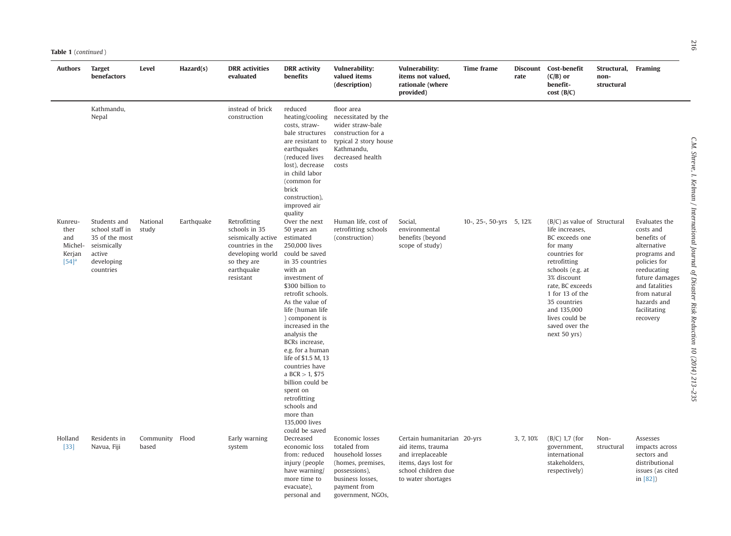**Table 1** (*continued*)

| Authors | Target benefactors | Level | Hazard(s) | DRR activities evaluated | DRR activity benefits | Vulnerability: valued items (description) | Vulnerability: items not valued, rationale (where provided) | Time frame | Discount rate | Cost-benefit (C/B) or benefit-cost (B/C) | Structural, non-structural | Framing |
|---|---|---|---|---|---|---|---|---|---|---|---|---|
| | Kathmandu, Nepal | | | instead of brick construction | reduced heating/cooling costs, straw-bale structures are resistant to earthquakes (reduced lives lost), decrease in child labor (common for brick construction), improved air quality | floor area necessitated by the wider straw-bale construction for a typical 2 story house Kathmandu, decreased health costs | | | | | | |
| Kunreuther and Michel-Kerjan [54][a] | Students and school staff in 35 of the most seismically active developing countries | National study | Earthquake | Retrofitting schools in 35 seismically active countries in the developing world so they are earthquake resistant | Over the next 50 years an estimated 250,000 lives could be saved in 35 countries with an investment of $300 billion to retrofit schools. As the value of life (human life ) component is increased in the analysis the BCRs increase, e.g. for a human life of $1.5 M, 13 countries have a BCR > 1, $75 billion could be spent on retrofitting schools and more than 135,000 lives could be saved | Human life, cost of retrofitting schools (construction) | Social, environmental benefits (beyond scope of study) | 10-, 25-, 50-yrs | 5, 12% | (B/C) as value of life increases, BC exceeds one for many countries for retrofitting schools (e.g. at 3% discount rate, BC exceeds 1 for 13 of the 35 countries and 135,000 lives could be saved over the next 50 yrs) | Structural | Evaluates the costs and benefits of alternative programs and policies for reeducating future damages and fatalities from natural hazards and facilitating recovery |
| Holland [33] | Residents in Navua, Fiji | Community based | Flood | Early warning system | Decreased economic loss from: reduced injury (people have warning/ more time to evacuate), personal and | Economic losses totaled from household losses (homes, premises, possessions), business losses, payment from government, NGOs, | Certain humanitarian aid items, trauma and irreplaceable items, days lost for school children due to water shortages | 20-yrs | 3, 7, 10% | (B/C) 1,7 (for government, international stakeholders, respectively) | Non-structural | Assesses impacts across sectors and distributional issues (as cited in [82]) |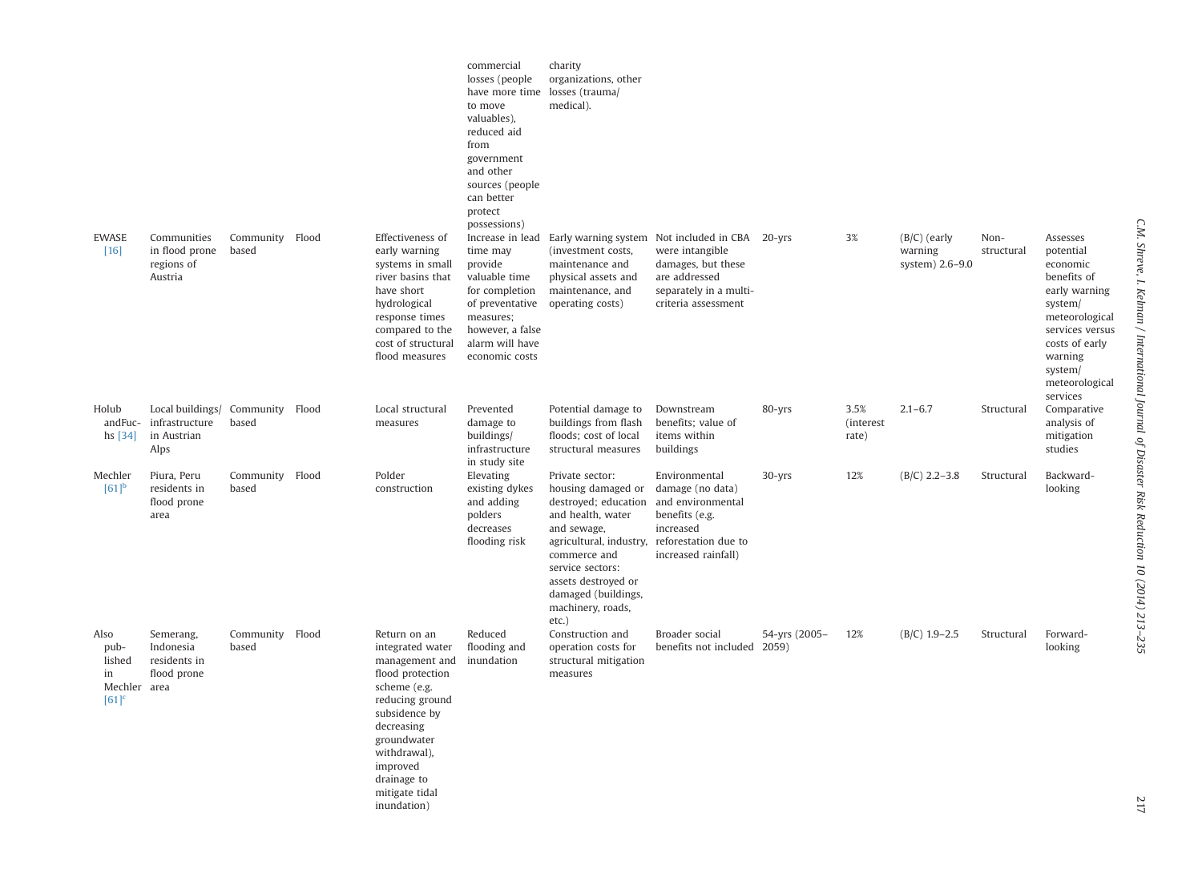| | | | | | commercial losses (people have more time to move valuables), reduced aid from government and other sources (people can better protect possessions) | charity organizations, other losses (trauma/ medical). | | | | | | |
|---|---|---|---|---|---|---|---|---|---|---|---|---|
| EWASE [16] | Communities in flood prone regions of Austria | Community based | Flood | Effectiveness of early warning systems in small river basins that have short hydrological response times compared to the cost of structural flood measures | Increase in lead time may provide valuable time for completion of preventative measures; however, a false alarm will have economic costs | Early warning system (investment costs, maintenance and physical assets and maintenance, and operating costs) | Not included in CBA were intangible damages, but these are addressed separately in a multi-criteria assessment | 20-yrs | 3% | (B/C) (early warning system) 2.6–9.0 | Non-structural | Assesses potential economic benefits of early warning system/ meteorological services versus costs of early warning system/ meteorological services |
| Holub andFuchs [34] | Local buildings/ infrastructure in Austrian Alps | Community based | Flood | Local structural measures | Prevented damage to buildings/ infrastructure in study site | Potential damage to buildings from flash floods; cost of local structural measures | Downstream benefits; value of items within buildings | 80-yrs | 3.5% (interest rate) | 2.1–6.7 | Structural | Comparative analysis of mitigation studies |
| Mechler [61][b] | Piura, Peru residents in flood prone area | Community based | Flood | Polder construction | Elevating existing dykes and adding polders decreases flooding risk | Private sector: housing damaged or destroyed; education and health, water and sewage, agricultural, industry, commerce and service sectors: assets destroyed or damaged (buildings, machinery, roads, etc.) | Environmental damage (no data) and environmental benefits (e.g. increased reforestation due to increased rainfall) | 30-yrs | 12% | (B/C) 2.2–3.8 | Structural | Backward-looking |
| Also published in Mechler [61][c] | Semerang, Indonesia residents in flood prone area | Community based | Flood | Return on an integrated water management and flood protection scheme (e.g. reducing ground subsidence by decreasing groundwater withdrawal), improved drainage to mitigate tidal inundation) | Reduced flooding and inundation | Construction and operation costs for structural mitigation measures | Broader social benefits not included | 54-yrs (2005–2059) | 12% | (B/C) 1.9–2.5 | Structural | Forward-looking |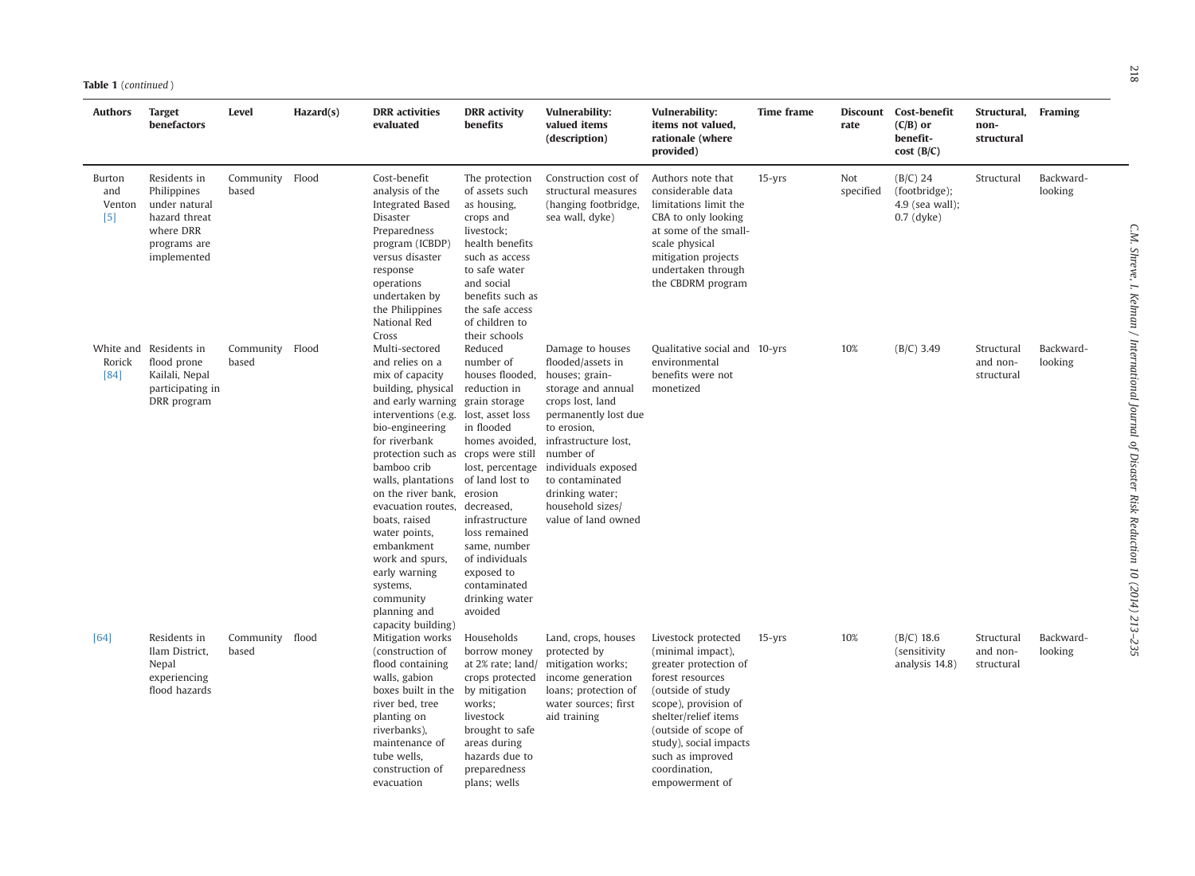**Table 1** (*continued*)

| Authors | Target benefactors | Level | Hazard(s) | DRR activities evaluated | DRR activity benefits | Vulnerability: valued items (description) | Vulnerability: items not valued, rationale (where provided) | Time frame | Discount rate | Cost-benefit (C/B) or benefit-cost (B/C) | Structural, non-structural | Framing |
|---|---|---|---|---|---|---|---|---|---|---|---|---|
| Burton and Venton [5] | Residents in Philippines under natural hazard threat where DRR programs are implemented | Community based | Flood | Cost-benefit analysis of the Integrated Based Disaster Preparedness program (ICBDP) versus disaster response operations undertaken by the Philippines National Red Cross | The protection of assets such as housing, crops and livestock; health benefits such as access to safe water and social benefits such as the safe access of children to their schools | Construction cost of structural measures (hanging footbridge, sea wall, dyke) | Authors note that considerable data limitations limit the CBA to only looking at some of the small-scale physical mitigation projects undertaken through the CBDRM program | 15-yrs | Not specified | (B/C) 24 (footbridge); 4.9 (sea wall); 0.7 (dyke) | Structural | Backward-looking |
| White and Rorick [84] | Residents in flood prone Kailali, Nepal participating in DRR program | Community based | Flood | Multi-sectored and relies on a mix of capacity building, physical and early warning interventions (e.g. bio-engineering for riverbank protection such as bamboo crib walls, plantations on the river bank, evacuation routes, boats, raised water points, embankment work and spurs, early warning systems, community planning and capacity building) | Reduced number of houses flooded, reduction in grain storage lost, asset loss in flooded homes avoided, crops were still lost, percentage of land lost to erosion decreased, infrastructure loss remained same, number of individuals exposed to contaminated drinking water avoided | Damage to houses flooded/assets in houses; grain-storage and annual crops lost, land permanently lost due to erosion, infrastructure lost, number of individuals exposed to contaminated drinking water; household sizes/ value of land owned | Qualitative social and environmental benefits were not monetized | 10-yrs | 10% | (B/C) 3.49 | Structural and non-structural | Backward-looking |
| [64] | Residents in Ilam District, Nepal experiencing flood hazards | Community based | flood | Mitigation works (construction of flood containing walls, gabion boxes built in the river bed, tree planting on riverbanks), maintenance of tube wells, construction of evacuation | Households borrow money at 2% rate; land/ crops protected by mitigation works; livestock brought to safe areas during hazards due to preparedness plans; wells | Land, crops, houses protected by mitigation works; income generation loans; protection of water sources; first aid training | Livestock protected (minimal impact), greater protection of forest resources (outside of study scope), provision of shelter/relief items (outside of scope of study), social impacts such as improved coordination, empowerment of | 15-yrs | 10% | (B/C) 18.6 (sensitivity analysis 14.8) | Structural and non-structural | Backward-looking |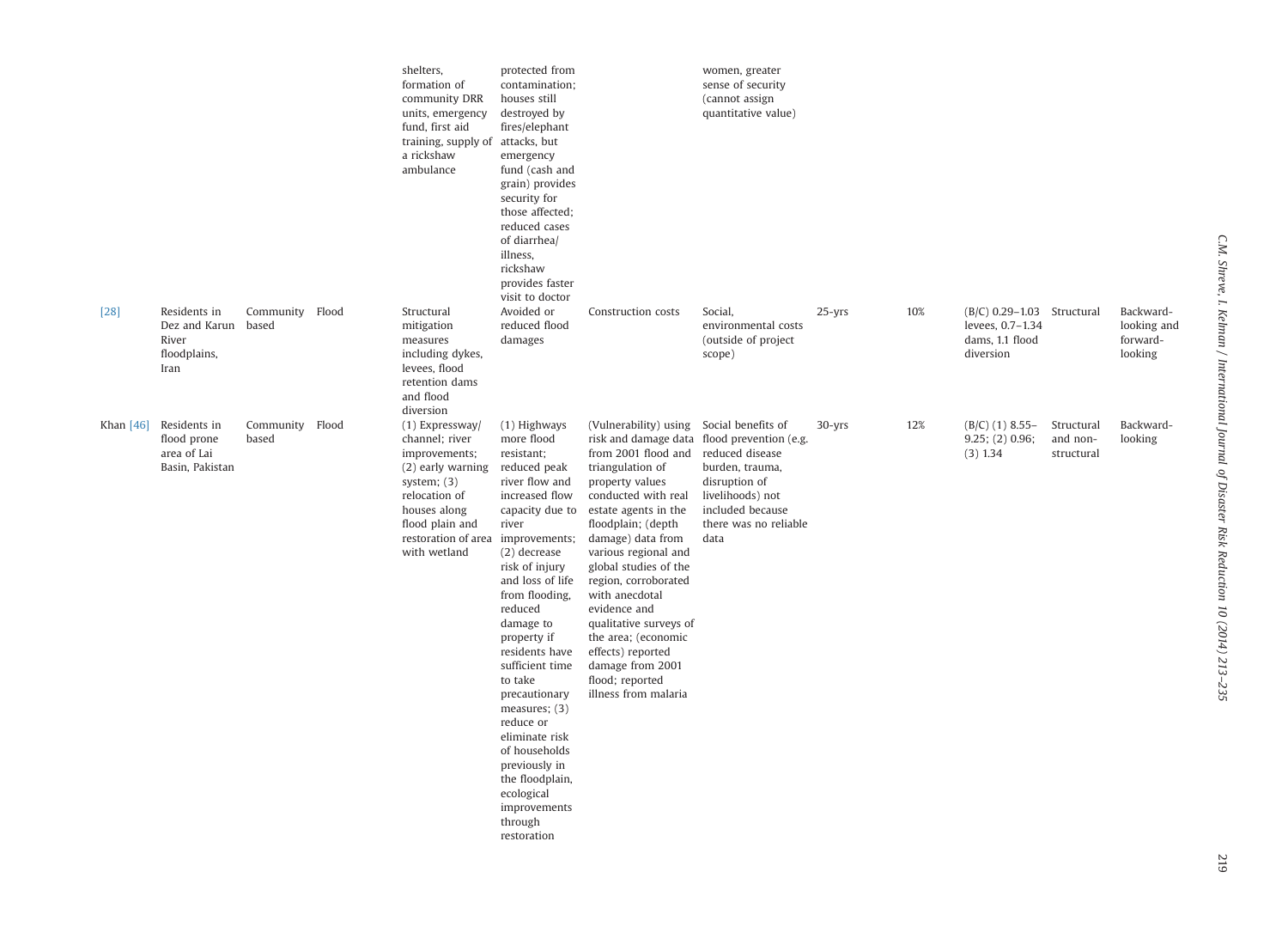| | | | | shelters, formation of community DRR units, emergency fund, first aid training, supply of a rickshaw ambulance | protected from contamination; houses still destroyed by fires/elephant attacks, but emergency fund (cash and grain) provides security for those affected; reduced cases of diarrhea/ illness, rickshaw provides faster visit to doctor | | women, greater sense of security (cannot assign quantitative value) | | | | | |
|---|---|---|---|---|---|---|---|---|---|---|---|---|
| [28] | Residents in Dez and Karun River floodplains, Iran | Community based | Flood | Structural mitigation measures including dykes, levees, flood retention dams and flood diversion | Avoided or reduced flood damages | Construction costs | Social, environmental costs (outside of project scope) | 25-yrs | 10% | (B/C) 0.29–1.03 levees, 0.7–1.34 dams, 1.1 flood diversion | Structural | Backward-looking and forward-looking |
| Khan [46] | Residents in flood prone area of Lai Basin, Pakistan | Community based | Flood | (1) Expressway/ channel; river improvements; (2) early warning system; (3) relocation of houses along flood plain and restoration of area with wetland | (1) Highways more flood resistant; reduced peak river flow and increased flow capacity due to river improvements; (2) decrease risk of injury and loss of life from flooding, reduced damage to property if residents have sufficient time to take precautionary measures; (3) reduce or eliminate risk of households previously in the floodplain, ecological improvements through restoration | (Vulnerability) using risk and damage data from 2001 flood and triangulation of property values conducted with real estate agents in the floodplain; (depth damage) data from various regional and global studies of the region, corroborated with anecdotal evidence and qualitative surveys of the area; (economic effects) reported damage from 2001 flood; reported illness from malaria | Social benefits of flood prevention (e.g. reduced disease burden, trauma, disruption of livelihoods) not included because there was no reliable data | 30-yrs | 12% | (B/C) (1) 8.55–9.25; (2) 0.96; (3) 1.34 | Structural and non-structural | Backward-looking |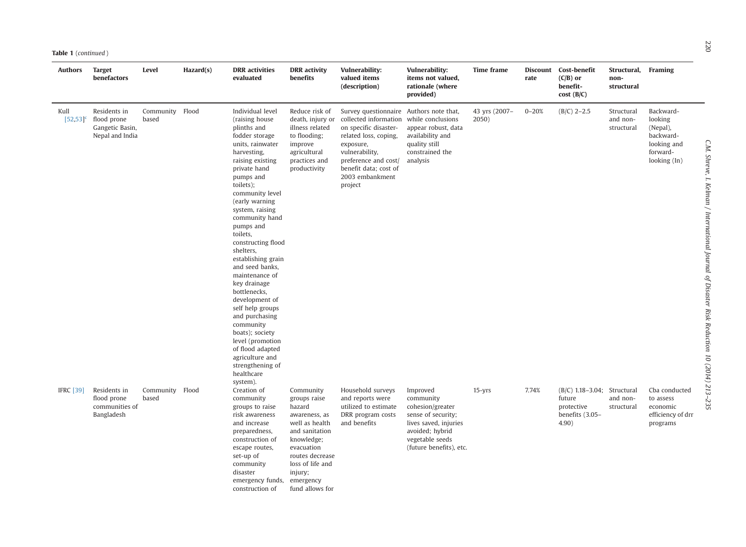**Table 1** (*continued*)

| Authors | Target benefactors | Level | Hazard(s) | DRR activities evaluated | DRR activity benefits | Vulnerability: valued items (description) | Vulnerability: items not valued, rationale (where provided) | Time frame | Discount rate | Cost-benefit (C/B) or benefit-cost (B/C) | Structural, non-structural | Framing |
|---|---|---|---|---|---|---|---|---|---|---|---|---|
| Kull [52,53][c] | Residents in flood prone Gangetic Basin, Nepal and India | Community based | Flood | Individual level (raising house plinths and fodder storage units, rainwater harvesting, raising existing private hand pumps and toilets); community level (early warning system, raising community hand pumps and toilets, constructing flood shelters, establishing grain and seed banks, maintenance of key drainage bottlenecks, development of self help groups and purchasing community boats); society level (promotion of flood adapted agriculture and strengthening of healthcare system). | Reduce risk of death, injury or illness related to flooding; improve agricultural practices and productivity | Survey questionnaire collected information on specific disaster-related loss, coping, exposure, vulnerability, preference and cost/ benefit data; cost of 2003 embankment project | Authors note that, while conclusions appear robust, data availability and quality still constrained the analysis | 43 yrs (2007–2050) | 0–20% | (B/C) 2–2.5 | Structural and non-structural | Backward-looking (Nepal), backward-looking and forward-looking (In) |
| IFRC [39] | Residents in flood prone communities of Bangladesh | Community based | Flood | Creation of community groups to raise risk awareness and increase preparedness, construction of escape routes, set-up of community disaster emergency funds, construction of | Community groups raise hazard awareness, as well as health and sanitation knowledge; evacuation routes decrease loss of life and injury; emergency fund allows for | Household surveys and reports were utilized to estimate DRR program costs and benefits | Improved community cohesion/greater sense of security; lives saved, injuries avoided; hybrid vegetable seeds (future benefits), etc. | 15-yrs | 7.74% | (B/C) 1.18–3.04; future protective benefits (3.05–4.90) | Structural and non-structural | Cba conducted to assess economic efficiency of drr programs |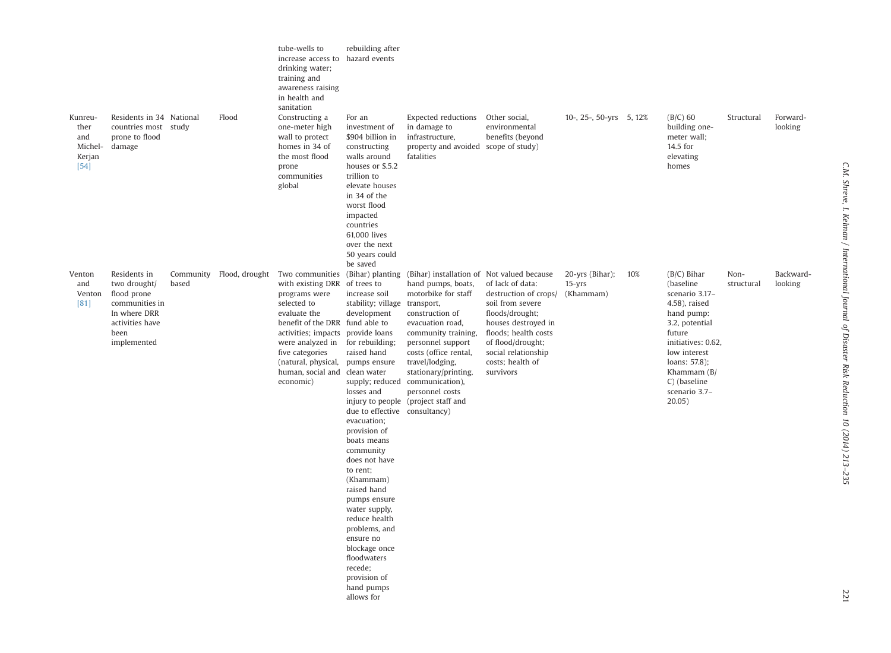| | | | | tube-wells to increase access to drinking water; training and awareness raising in health and sanitation | rebuilding after hazard events | | | | | | | |
|---|---|---|---|---|---|---|---|---|---|---|---|---|
| Kunreuther and Michel-Kerjan [54] | Residents in 34 countries most prone to flood damage | National study | Flood | Constructing a one-meter high wall to protect homes in 34 of the most flood prone communities global | For an investment of $904 billion in constructing walls around houses or $5.2 trillion to elevate houses in 34 of the worst flood impacted countries 61,000 lives over the next 50 years could be saved | Expected reductions in damage to infrastructure, property and avoided fatalities | Other social, environmental benefits (beyond scope of study) | 10-, 25-, 50-yrs | 5, 12% | (B/C) 60 building one-meter wall; 14.5 for elevating homes | Structural | Forward-looking |
| Venton and Venton [81] | Residents in two drought/ flood prone communities in In where DRR activities have been implemented | Community based | Flood, drought | Two communities with existing DRR programs were selected to evaluate the benefit of the DRR activities; impacts were analyzed in five categories (natural, physical, human, social and economic) | (Bihar) planting of trees to increase soil stability; village development fund able to provide loans for rebuilding; raised hand pumps ensure clean water supply; reduced losses and injury to people due to effective evacuation; provision of boats means community does not have to rent; (Khammam) raised hand pumps ensure water supply, reduce health problems, and ensure no blockage once floodwaters recede; provision of hand pumps allows for | (Bihar) installation of hand pumps, boats, motorbike for staff transport, construction of evacuation road, community training, personnel support costs (office rental, travel/lodging, stationary/printing, communication), personnel costs (project staff and consultancy) | Not valued because of lack of data: destruction of crops/ soil from severe floods/drought; houses destroyed in floods; health costs of flood/drought; social relationship costs; health of survivors | 20-yrs (Bihar); 15-yrs (Khammam) | 10% | (B/C) Bihar (baseline scenario 3.17–4.58), raised hand pump: 3.2, potential future initiatives: 0.62, low interest loans: 57.8); Khammam (B/C) (baseline scenario 3.7–20.05) | Non-structural | Backward-looking |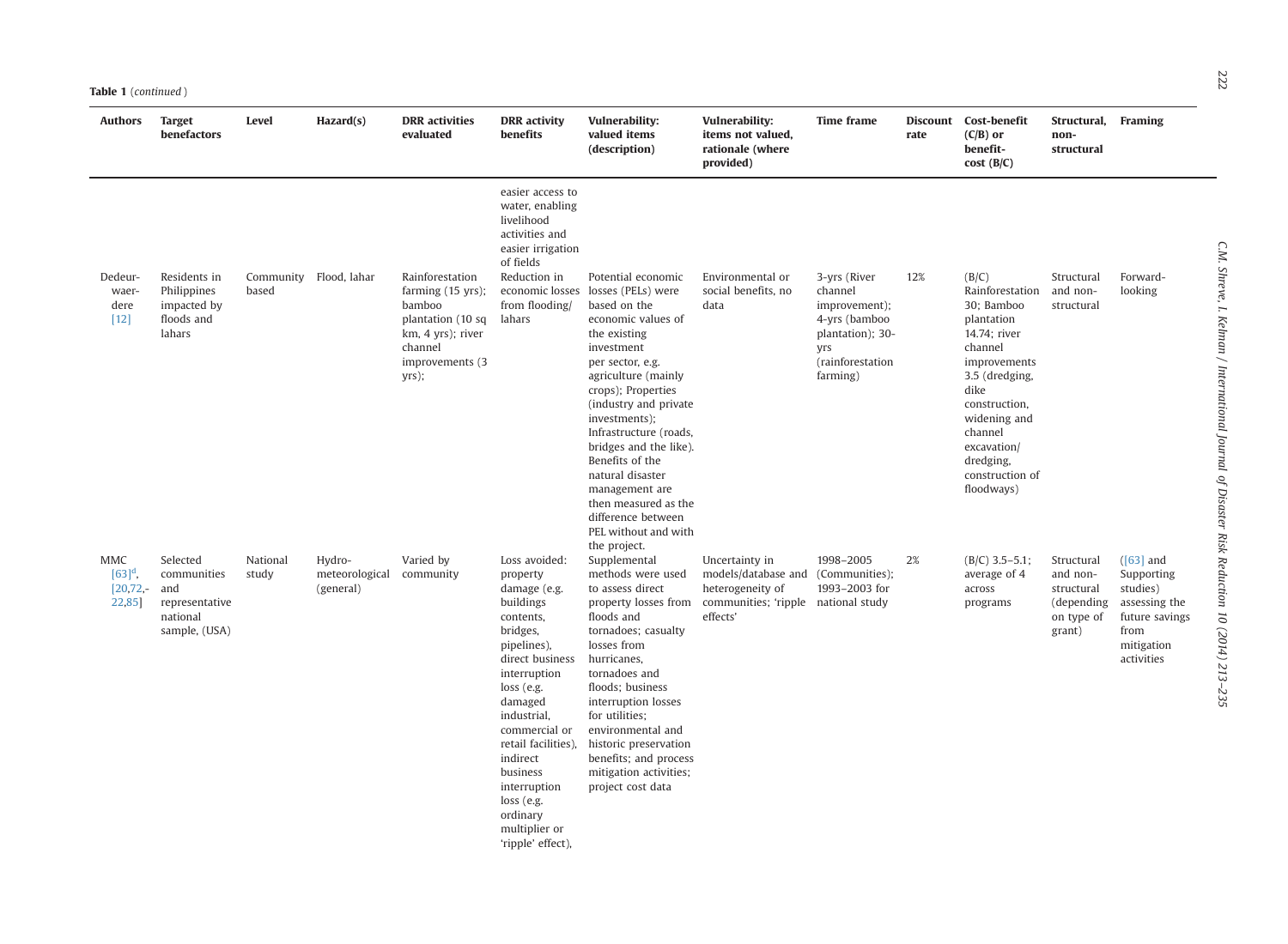**Table 1** (*continued*)

| Authors | Target benefactors | Level | Hazard(s) | DRR activities evaluated | DRR activity benefits | Vulnerability: valued items (description) | Vulnerability: items not valued, rationale (where provided) | Time frame | Discount rate | Cost-benefit (C/B) or benefit-cost (B/C) | Structural, non-structural | Framing |
|---|---|---|---|---|---|---|---|---|---|---|---|---|
| | | | | | easier access to water, enabling livelihood activities and easier irrigation of fields | | | | | | | |
| Dedeurwaerdere [12] | Residents in Philippines impacted by floods and lahars | Community based | Flood, lahar | Rainforestation farming (15 yrs); bamboo plantation (10 sq km, 4 yrs); river channel improvements (3 yrs); | Reduction in economic losses from flooding/ lahars | Potential economic losses (PELs) were based on the economic values of the existing investment per sector, e.g. agriculture (mainly crops); Properties (industry and private investments); Infrastructure (roads, bridges and the like). Benefits of the natural disaster management are then measured as the difference between PEL without and with the project. | Environmental or social benefits, no data | 3-yrs (River channel improvement); 4-yrs (bamboo plantation); 30-yrs (rainforestation farming) | 12% | (B/C) Rainforestation 30; Bamboo plantation 14.74; river channel improvements 3.5 (dredging, dike construction, widening and channel excavation/ dredging, construction of floodways) | Structural and non-structural | Forward-looking |
| MMC [63][d], [20,72,-22,85] | Selected communities and representative national sample, (USA) | National study | Hydro-meteorological (general) | Varied by community | Loss avoided: property damage (e.g. buildings contents, bridges, pipelines), direct business interruption loss (e.g. damaged industrial, commercial or retail facilities), indirect business interruption loss (e.g. ordinary multiplier or 'ripple' effect), | Supplemental methods were used to assess direct property losses from floods and tornadoes; casualty losses from hurricanes, tornadoes and floods; business interruption losses for utilities; environmental and historic preservation benefits; and process mitigation activities; project cost data | Uncertainty in models/database and heterogeneity of communities; 'ripple effects' | 1998–2005 (Communities); 1993–2003 for national study | 2% | (B/C) 3.5–5.1; average of 4 across programs | Structural and non-structural (depending on type of grant) | ([63] and Supporting studies) assessing the future savings from mitigation activities |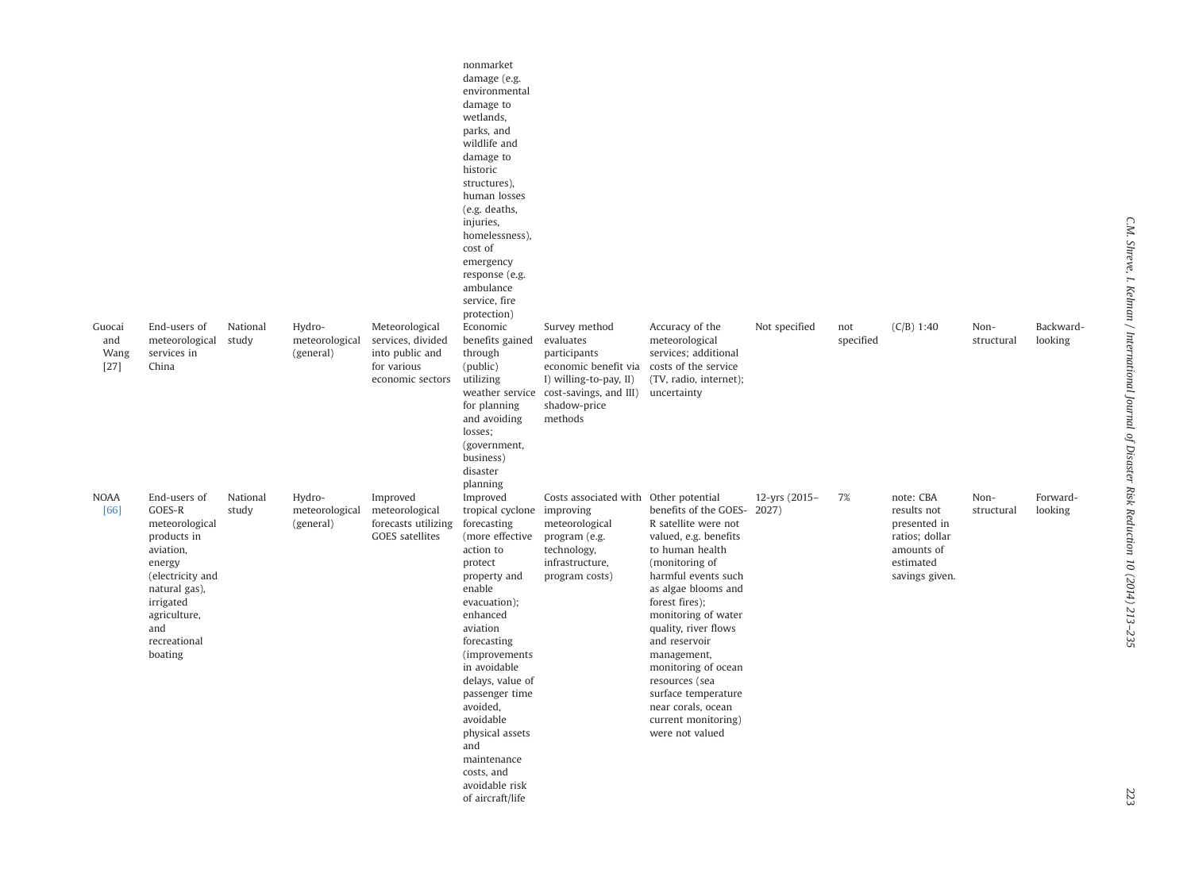| | | | | | nonmarket damage (e.g. environmental damage to wetlands, parks, and wildlife and damage to historic structures), human losses (e.g. deaths, injuries, homelessness), cost of emergency response (e.g. ambulance service, fire protection) | | | | | | | |
|---|---|---|---|---|---|---|---|---|---|---|---|---|
| Guocai and Wang [27] | End-users of meteorological services in China | National study | Hydro-meteorological (general) | Meteorological services, divided into public and for various economic sectors | Economic benefits gained through (public) utilizing weather service for planning and avoiding losses; (government, business) disaster planning | Survey method evaluates participants economic benefit via I) willing-to-pay, II) cost-savings, and III) shadow-price methods | Accuracy of the meteorological services; additional costs of the service (TV, radio, internet); uncertainty | Not specified | not specified | (C/B) 1:40 | Non-structural | Backward-looking |
| NOAA [66] | End-users of GOES-R meteorological products in aviation, energy (electricity and natural gas), irrigated agriculture, and recreational boating | National study | Hydro-meteorological (general) | Improved meteorological forecasts utilizing GOES satellites | Improved tropical cyclone forecasting (more effective action to protect property and enable evacuation); enhanced aviation forecasting (improvements in avoidable delays, value of passenger time avoided, avoidable physical assets and maintenance costs, and avoidable risk of aircraft/life | Costs associated with improving meteorological program (e.g. technology, infrastructure, program costs) | Other potential benefits of the GOES-R satellite were not valued, e.g. benefits to human health (monitoring of harmful events such as algae blooms and forest fires); monitoring of water quality, river flows and reservoir management, monitoring of ocean resources (sea surface temperature near corals, ocean current monitoring) were not valued | 12-yrs (2015–2027) | 7% | note: CBA results not presented in ratios; dollar amounts of estimated savings given. | Non-structural | Forward-looking |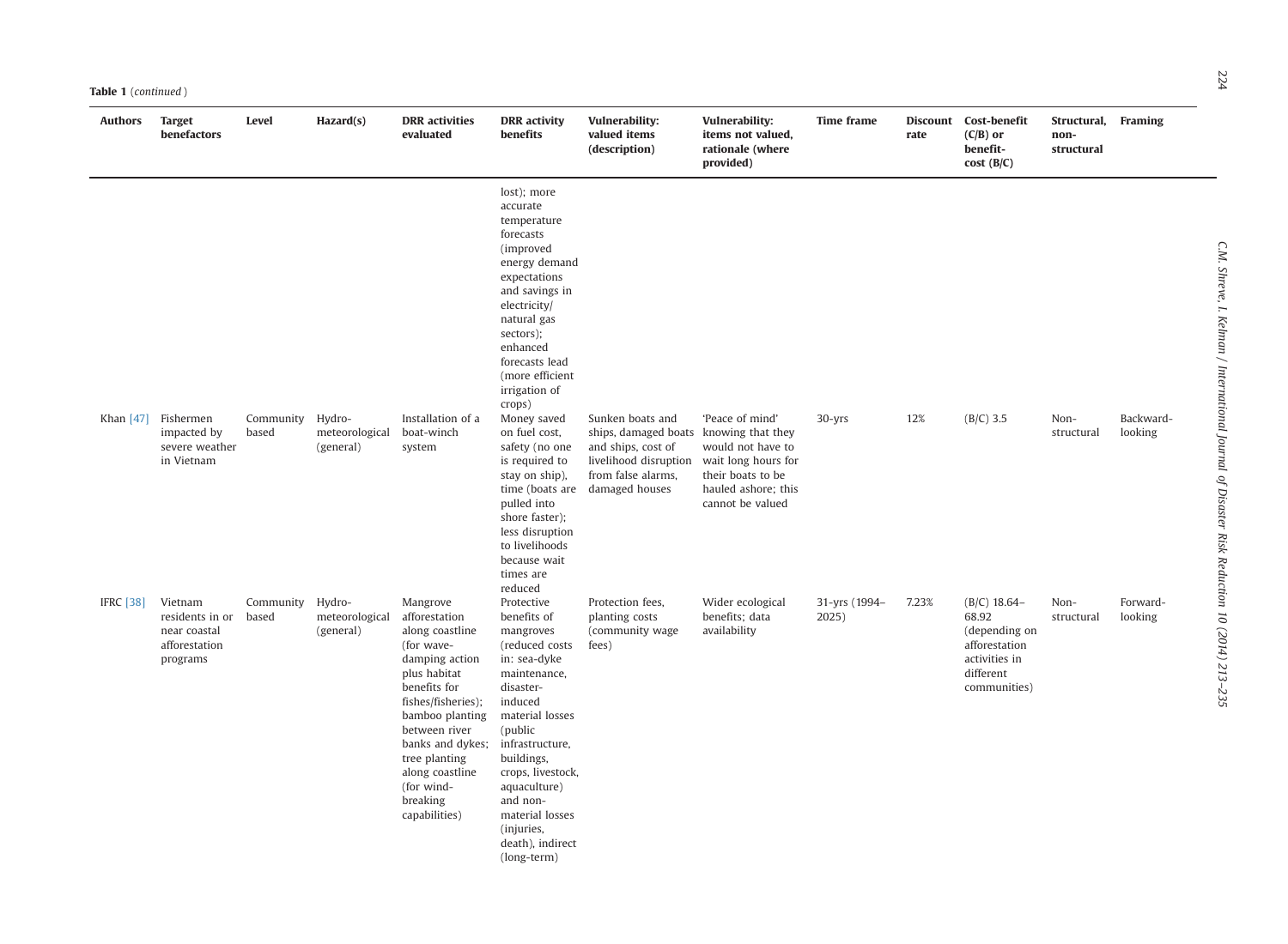**Table 1** (*continued*)

| Authors | Target benefactors | Level | Hazard(s) | DRR activities evaluated | DRR activity benefits | Vulnerability: valued items (description) | Vulnerability: items not valued, rationale (where provided) | Time frame | Discount rate | Cost-benefit (C/B) or benefit-cost (B/C) | Structural, non-structural | Framing |
|---|---|---|---|---|---|---|---|---|---|---|---|---|
| | | | | | lost); more accurate temperature forecasts (improved energy demand expectations and savings in electricity/ natural gas sectors); enhanced forecasts lead (more efficient irrigation of crops) | | | | | | | |
| Khan [47] | Fishermen impacted by severe weather in Vietnam | Community based | Hydro-meteorological (general) | Installation of a boat-winch system | Money saved on fuel cost, safety (no one is required to stay on ship), time (boats are pulled into shore faster); less disruption to livelihoods because wait times are reduced | Sunken boats and ships, damaged boats and ships, cost of livelihood disruption from false alarms, damaged houses | 'Peace of mind' knowing that they would not have to wait long hours for their boats to be hauled ashore; this cannot be valued | 30-yrs | 12% | (B/C) 3.5 | Non-structural | Backward-looking |
| IFRC [38] | Vietnam residents in or near coastal afforestation programs | Community based | Hydro-meteorological (general) | Mangrove afforestation along coastline (for wave-damping action plus habitat benefits for fishes/fisheries); bamboo planting between river banks and dykes; tree planting along coastline (for wind-breaking capabilities) | Protective benefits of mangroves (reduced costs in: sea-dyke maintenance, disaster-induced material losses (public infrastructure, buildings, crops, livestock, aquaculture) and non-material losses (injuries, death), indirect (long-term) | Protection fees, planting costs (community wage fees) | Wider ecological benefits; data availability | 31-yrs (1994–2025) | 7.23% | (B/C) 18.64–68.92 (depending on afforestation activities in different communities) | Non-structural | Forward-looking |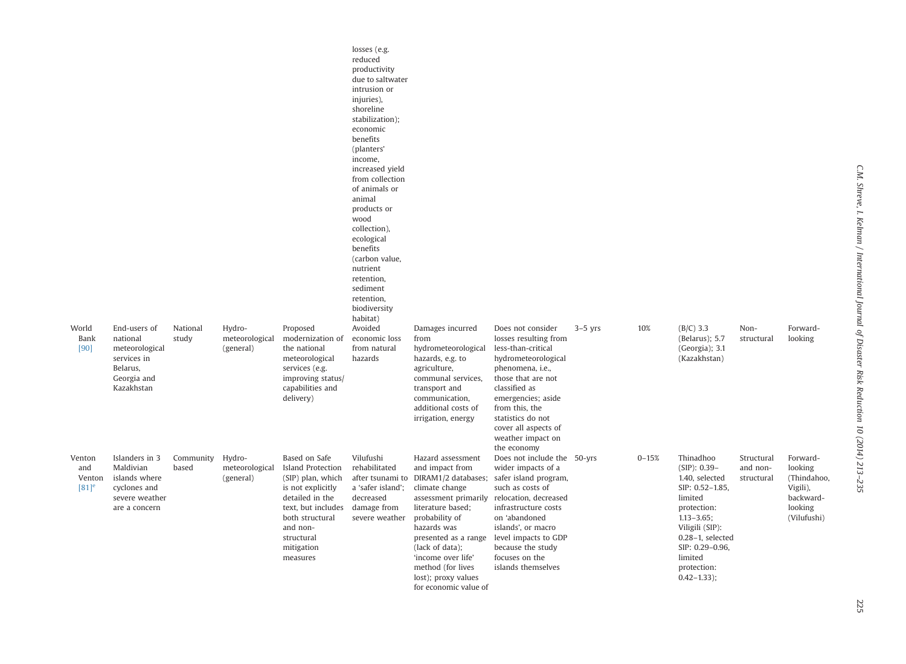| | | | | | losses (e.g. reduced productivity due to saltwater intrusion or injuries), shoreline stabilization); economic benefits (planters' income, increased yield from collection of animals or animal products or wood collection), ecological benefits (carbon value, nutrient retention, sediment retention, biodiversity habitat) | | | | | | | |
|---|---|---|---|---|---|---|---|---|---|---|---|---|
| World Bank [90] | End-users of national meteorological services in Belarus, Georgia and Kazakhstan | National study | Hydro-meteorological (general) | Proposed modernization of the national meteorological services (e.g. improving status/capabilities and delivery) | Avoided economic loss from natural hazards | Damages incurred from hydrometeorological hazards, e.g. to agriculture, communal services, transport and communication, additional costs of irrigation, energy | Does not consider losses resulting from less-than-critical hydrometeorological phenomena, i.e., those that are not classified as emergencies; aside from this, the statistics do not cover all aspects of weather impact on the economy | 3–5 yrs | 10% | (B/C) 3.3 (Belarus); 5.7 (Georgia); 3.1 (Kazakhstan) | Non-structural | Forward-looking |
| Venton and Venton [81][e] | Islanders in 3 Maldivian islands where cyclones and severe weather are a concern | Community based | Hydro-meteorological (general) | Based on Safe Island Protection (SIP) plan, which is not explicitly detailed in the text, but includes both structural and non-structural mitigation measures | Vilufushi rehabilitated after tsunami to a 'safer island'; decreased damage from severe weather | Hazard assessment and impact from DIRAM1/2 databases; climate change assessment primarily literature based; probability of hazards was presented as a range (lack of data); 'income over life' method (for lives lost); proxy values for economic value of | Does not include the wider impacts of a safer island program, such as costs of relocation, decreased infrastructure costs on 'abandoned islands', or macro level impacts to GDP because the study focuses on the islands themselves | 50-yrs | 0–15% | Thinadhoo (SIP): 0.39–1.40, selected SIP: 0.52–1.85, limited protection: 1.13–3.65; Viligili (SIP): 0.28–1, selected SIP: 0.29–0.96, limited protection: 0.42–1.33); | Structural and non-structural | Forward-looking (Thindahoo, Vigili), backward-looking (Vilufushi) |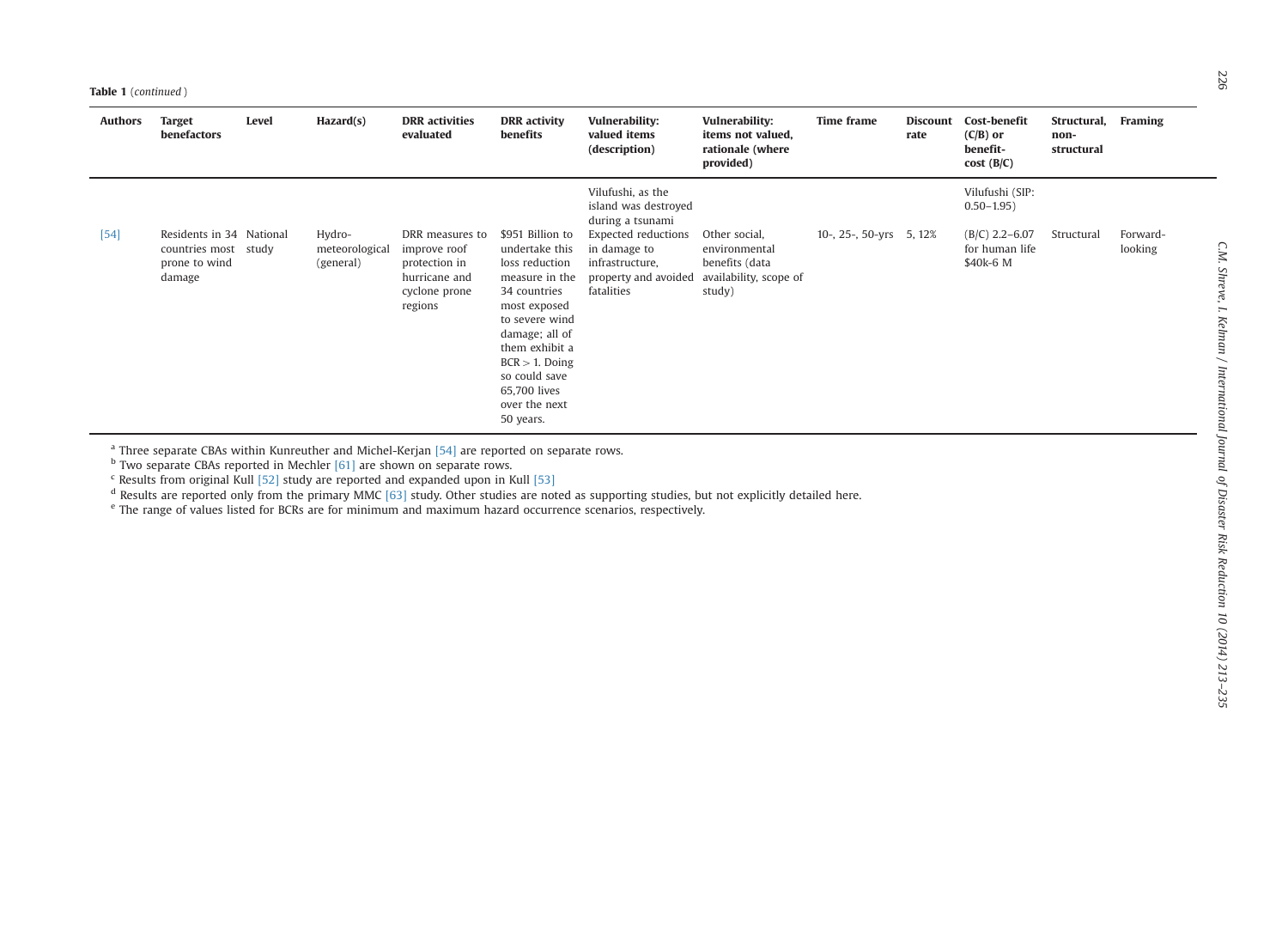**Table 1** (*continued*)

| Authors | Target benefactors | Level | Hazard(s) | DRR activities evaluated | DRR activity benefits | Vulnerability: valued items (description) | Vulnerability: items not valued, rationale (where provided) | Time frame | Discount rate | Cost-benefit (C/B) or benefit-cost (B/C) | Structural, non-structural | Framing |
|---|---|---|---|---|---|---|---|---|---|---|---|---|
| | | | | | | Vilufushi, as the island was destroyed during a tsunami | | | | Vilufushi (SIP: 0.50–1.95) | | |
| [54] | Residents in 34 countries most prone to wind damage | National study | Hydro-meteorological (general) | DRR measures to improve roof protection in hurricane and cyclone prone regions | $951 Billion to undertake this loss reduction measure in the 34 countries most exposed to severe wind damage; all of them exhibit a BCR > 1. Doing so could save 65,700 lives over the next 50 years. | Expected reductions in damage to infrastructure, property and avoided fatalities | Other social, environmental benefits (data availability, scope of study) | 10-, 25-, 50-yrs | 5, 12% | (B/C) 2.2–6.07 for human life $40k-6 M | Structural | Forward-looking |

[a] Three separate CBAs within Kunreuther and Michel-Kerjan [54] are reported on separate rows.
[b] Two separate CBAs reported in Mechler [61] are shown on separate rows.
[c] Results from original Kull [52] study are reported and expanded upon in Kull [53]
[d] Results are reported only from the primary MMC [63] study. Other studies are noted as supporting studies, but not explicitly detailed here.
[e] The range of values listed for BCRs are for minimum and maximum hazard occurrence scenarios, respectively.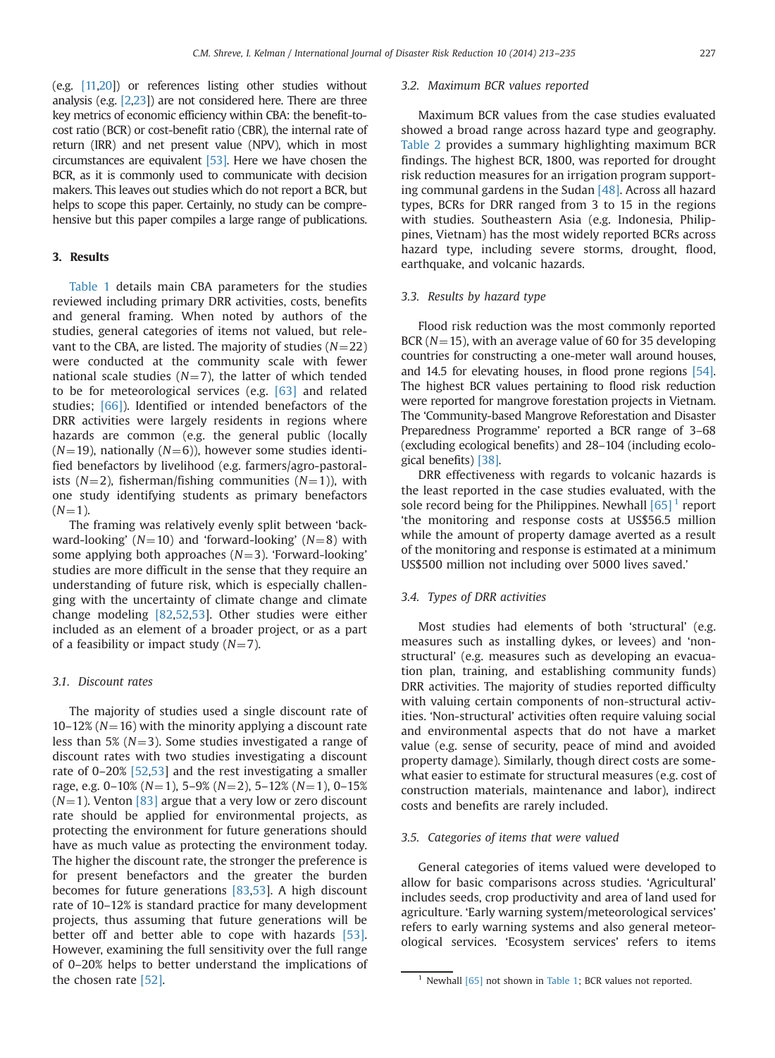(e.g. [11,20]) or references listing other studies without analysis (e.g. [2,23]) are not considered here. There are three key metrics of economic efficiency within CBA: the benefit-to-cost ratio (BCR) or cost-benefit ratio (CBR), the internal rate of return (IRR) and net present value (NPV), which in most circumstances are equivalent [53]. Here we have chosen the BCR, as it is commonly used to communicate with decision makers. This leaves out studies which do not report a BCR, but helps to scope this paper. Certainly, no study can be comprehensive but this paper compiles a large range of publications.

## 3. Results

Table 1 details main CBA parameters for the studies reviewed including primary DRR activities, costs, benefits and general framing. When noted by authors of the studies, general categories of items not valued, but relevant to the CBA, are listed. The majority of studies ($N=22$) were conducted at the community scale with fewer national scale studies ($N=7$), the latter of which tended to be for meteorological services (e.g. [63] and related studies; [66]). Identified or intended benefactors of the DRR activities were largely residents in regions where hazards are common (e.g. the general public (locally ($N=19$), nationally ($N=6$)), however some studies identified benefactors by livelihood (e.g. farmers/agro-pastoralists ($N=2$), fisherman/fishing communities ($N=1$)), with one study identifying students as primary benefactors ($N=1$).

The framing was relatively evenly split between 'backward-looking' ($N=10$) and 'forward-looking' ($N=8$) with some applying both approaches ($N=3$). 'Forward-looking' studies are more difficult in the sense that they require an understanding of future risk, which is especially challenging with the uncertainty of climate change and climate change modeling [82,52,53]. Other studies were either included as an element of a broader project, or as a part of a feasibility or impact study ($N=7$).

### 3.1. Discount rates

The majority of studies used a single discount rate of 10–12% ($N=16$) with the minority applying a discount rate less than 5% ($N=3$). Some studies investigated a range of discount rates with two studies investigating a discount rate of 0–20% [52,53] and the rest investigating a smaller rage, e.g. 0–10% ($N=1$), 5–9% ($N=2$), 5–12% ($N=1$), 0–15% ($N=1$). Venton [83] argue that a very low or zero discount rate should be applied for environmental projects, as protecting the environment for future generations should have as much value as protecting the environment today. The higher the discount rate, the stronger the preference is for present benefactors and the greater the burden becomes for future generations [83,53]. A high discount rate of 10–12% is standard practice for many development projects, thus assuming that future generations will be better off and better able to cope with hazards [53]. However, examining the full sensitivity over the full range of 0–20% helps to better understand the implications of the chosen rate [52].

### 3.2. Maximum BCR values reported

Maximum BCR values from the case studies evaluated showed a broad range across hazard type and geography. Table 2 provides a summary highlighting maximum BCR findings. The highest BCR, 1800, was reported for drought risk reduction measures for an irrigation program supporting communal gardens in the Sudan [48]. Across all hazard types, BCRs for DRR ranged from 3 to 15 in the regions with studies. Southeastern Asia (e.g. Indonesia, Philippines, Vietnam) has the most widely reported BCRs across hazard type, including severe storms, drought, flood, earthquake, and volcanic hazards.

### 3.3. Results by hazard type

Flood risk reduction was the most commonly reported BCR ($N=15$), with an average value of 60 for 35 developing countries for constructing a one-meter wall around houses, and 14.5 for elevating houses, in flood prone regions [54]. The highest BCR values pertaining to flood risk reduction were reported for mangrove forestation projects in Vietnam. The 'Community-based Mangrove Reforestation and Disaster Preparedness Programme' reported a BCR range of 3–68 (excluding ecological benefits) and 28–104 (including ecological benefits) [38].

DRR effectiveness with regards to volcanic hazards is the least reported in the case studies evaluated, with the sole record being for the Philippines. Newhall [65] [1] report 'the monitoring and response costs at US$56.5 million while the amount of property damage averted as a result of the monitoring and response is estimated at a minimum US$500 million not including over 5000 lives saved.'

### 3.4. Types of DRR activities

Most studies had elements of both 'structural' (e.g. measures such as installing dykes, or levees) and 'non-structural' (e.g. measures such as developing an evacuation plan, training, and establishing community funds) DRR activities. The majority of studies reported difficulty with valuing certain components of non-structural activities. 'Non-structural' activities often require valuing social and environmental aspects that do not have a market value (e.g. sense of security, peace of mind and avoided property damage). Similarly, though direct costs are somewhat easier to estimate for structural measures (e.g. cost of construction materials, maintenance and labor), indirect costs and benefits are rarely included.

### 3.5. Categories of items that were valued

General categories of items valued were developed to allow for basic comparisons across studies. 'Agricultural' includes seeds, crop productivity and area of land used for agriculture. 'Early warning system/meteorological services' refers to early warning systems and also general meteorological services. 'Ecosystem services' refers to items

[1] Newhall [65] not shown in Table 1; BCR values not reported.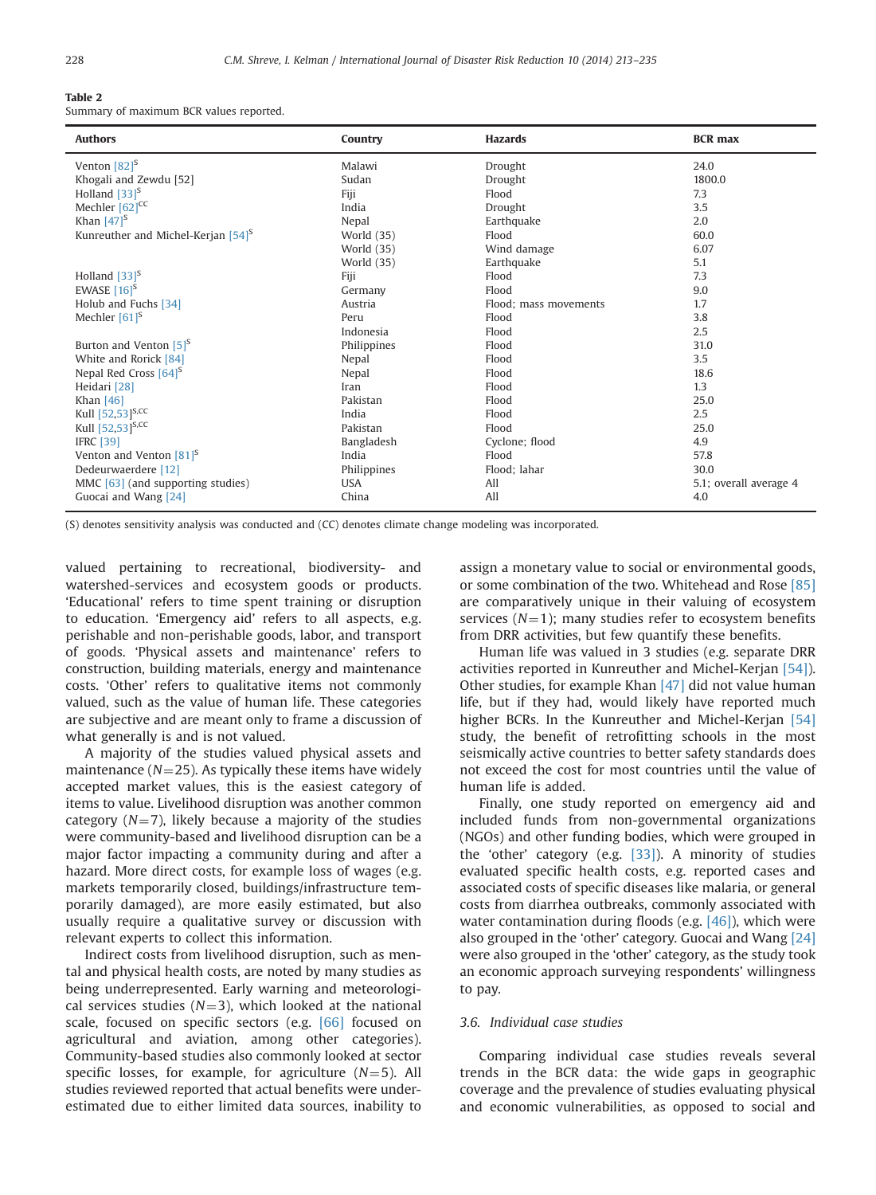**Table 2**
Summary of maximum BCR values reported.

| Authors | Country | Hazards | BCR max |
|---|---|---|---|
| Venton [82][S] | Malawi | Drought | 24.0 |
| Khogali and Zewdu [52] | Sudan | Drought | 1800.0 |
| Holland [33][S] | Fiji | Flood | 7.3 |
| Mechler [62][CC] | India | Drought | 3.5 |
| Khan [47][S] | Nepal | Earthquake | 2.0 |
| Kunreuther and Michel-Kerjan [54][S] | World (35) | Flood | 60.0 |
| | World (35) | Wind damage | 6.07 |
| | World (35) | Earthquake | 5.1 |
| Holland [33][S] | Fiji | Flood | 7.3 |
| EWASE [16][S] | Germany | Flood | 9.0 |
| Holub and Fuchs [34] | Austria | Flood; mass movements | 1.7 |
| Mechler [61][S] | Peru | Flood | 3.8 |
| | Indonesia | Flood | 2.5 |
| Burton and Venton [5][S] | Philippines | Flood | 31.0 |
| White and Rorick [84] | Nepal | Flood | 3.5 |
| Nepal Red Cross [64][S] | Nepal | Flood | 18.6 |
| Heidari [28] | Iran | Flood | 1.3 |
| Khan [46] | Pakistan | Flood | 25.0 |
| Kull [52,53][S,CC] | India | Flood | 2.5 |
| Kull [52,53][S,CC] | Pakistan | Flood | 25.0 |
| IFRC [39] | Bangladesh | Cyclone; flood | 4.9 |
| Venton and Venton [81][S] | India | Flood | 57.8 |
| Dedeurwaerdere [12] | Philippines | Flood; lahar | 30.0 |
| MMC [63] (and supporting studies) | USA | All | 5.1; overall average 4 |
| Guocai and Wang [24] | China | All | 4.0 |

(S) denotes sensitivity analysis was conducted and (CC) denotes climate change modeling was incorporated.

valued pertaining to recreational, biodiversity- and watershed-services and ecosystem goods or products. 'Educational' refers to time spent training or disruption to education. 'Emergency aid' refers to all aspects, e.g. perishable and non-perishable goods, labor, and transport of goods. 'Physical assets and maintenance' refers to construction, building materials, energy and maintenance costs. 'Other' refers to qualitative items not commonly valued, such as the value of human life. These categories are subjective and are meant only to frame a discussion of what generally is and is not valued.

A majority of the studies valued physical assets and maintenance ($N=25$). As typically these items have widely accepted market values, this is the easiest category of items to value. Livelihood disruption was another common category ($N=7$), likely because a majority of the studies were community-based and livelihood disruption can be a major factor impacting a community during and after a hazard. More direct costs, for example loss of wages (e.g. markets temporarily closed, buildings/infrastructure temporarily damaged), are more easily estimated, but also usually require a qualitative survey or discussion with relevant experts to collect this information.

Indirect costs from livelihood disruption, such as mental and physical health costs, are noted by many studies as being underrepresented. Early warning and meteorological services studies ($N=3$), which looked at the national scale, focused on specific sectors (e.g. [66] focused on agricultural and aviation, among other categories). Community-based studies also commonly looked at sector specific losses, for example, for agriculture ($N=5$). All studies reviewed reported that actual benefits were underestimated due to either limited data sources, inability to assign a monetary value to social or environmental goods, or some combination of the two. Whitehead and Rose [85] are comparatively unique in their valuing of ecosystem services ($N=1$); many studies refer to ecosystem benefits from DRR activities, but few quantify these benefits.

Human life was valued in 3 studies (e.g. separate DRR activities reported in Kunreuther and Michel-Kerjan [54]). Other studies, for example Khan [47] did not value human life, but if they had, would likely have reported much higher BCRs. In the Kunreuther and Michel-Kerjan [54] study, the benefit of retrofitting schools in the most seismically active countries to better safety standards does not exceed the cost for most countries until the value of human life is added.

Finally, one study reported on emergency aid and included funds from non-governmental organizations (NGOs) and other funding bodies, which were grouped in the 'other' category (e.g. [33]). A minority of studies evaluated specific health costs, e.g. reported cases and associated costs of specific diseases like malaria, or general costs from diarrhea outbreaks, commonly associated with water contamination during floods (e.g. [46]), which were also grouped in the 'other' category. Guocai and Wang [24] were also grouped in the 'other' category, as the study took an economic approach surveying respondents' willingness to pay.

### 3.6. Individual case studies

Comparing individual case studies reveals several trends in the BCR data: the wide gaps in geographic coverage and the prevalence of studies evaluating physical and economic vulnerabilities, as opposed to social and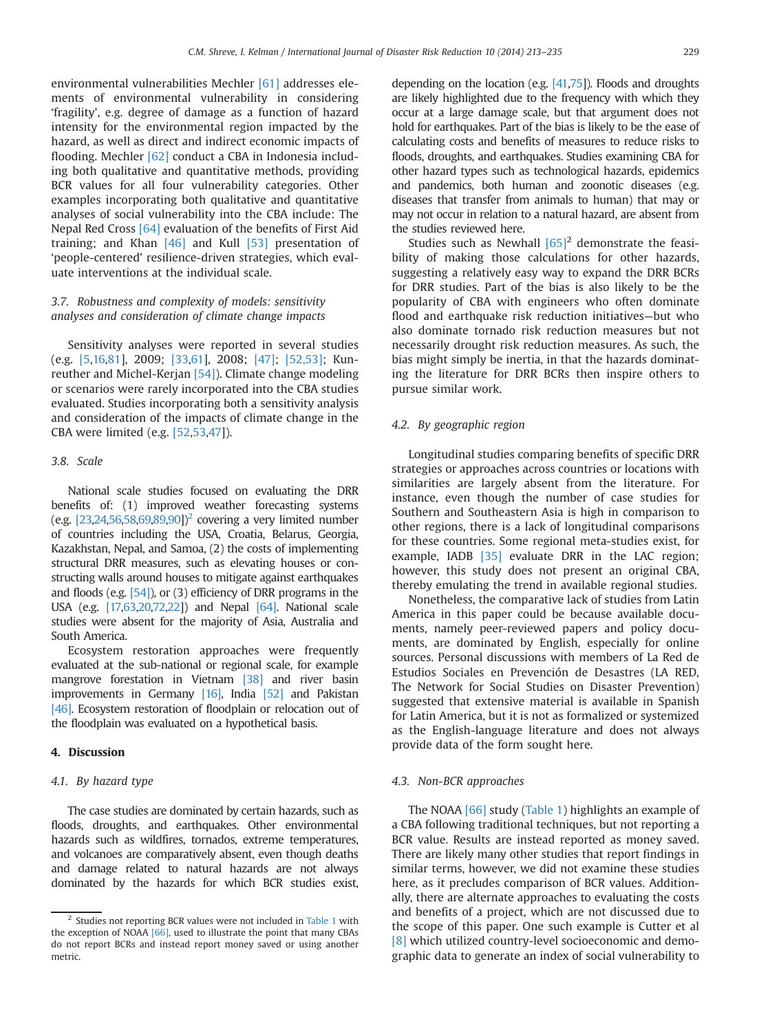environmental vulnerabilities Mechler [61] addresses elements of environmental vulnerability in considering 'fragility', e.g. degree of damage as a function of hazard intensity for the environmental region impacted by the hazard, as well as direct and indirect economic impacts of flooding. Mechler [62] conduct a CBA in Indonesia including both qualitative and quantitative methods, providing BCR values for all four vulnerability categories. Other examples incorporating both qualitative and quantitative analyses of social vulnerability into the CBA include: The Nepal Red Cross [64] evaluation of the benefits of First Aid training; and Khan [46] and Kull [53] presentation of 'people-centered' resilience-driven strategies, which evaluate interventions at the individual scale.

### *3.7. Robustness and complexity of models: sensitivity analyses and consideration of climate change impacts*

Sensitivity analyses were reported in several studies (e.g. [5,16,81], 2009; [33,61], 2008; [47]; [52,53]; Kunreuther and Michel-Kerjan [54]). Climate change modeling or scenarios were rarely incorporated into the CBA studies evaluated. Studies incorporating both a sensitivity analysis and consideration of the impacts of climate change in the CBA were limited (e.g. [52,53,47]).

### *3.8. Scale*

National scale studies focused on evaluating the DRR benefits of: (1) improved weather forecasting systems (e.g. [23,24,56,58,69,89,90])[2] covering a very limited number of countries including the USA, Croatia, Belarus, Georgia, Kazakhstan, Nepal, and Samoa, (2) the costs of implementing structural DRR measures, such as elevating houses or constructing walls around houses to mitigate against earthquakes and floods (e.g. [54]), or (3) efficiency of DRR programs in the USA (e.g. [17,63,20,72,22]) and Nepal [64]. National scale studies were absent for the majority of Asia, Australia and South America.

Ecosystem restoration approaches were frequently evaluated at the sub-national or regional scale, for example mangrove forestation in Vietnam [38] and river basin improvements in Germany [16], India [52] and Pakistan [46]. Ecosystem restoration of floodplain or relocation out of the floodplain was evaluated on a hypothetical basis.

## 4. Discussion

### *4.1. By hazard type*

The case studies are dominated by certain hazards, such as floods, droughts, and earthquakes. Other environmental hazards such as wildfires, tornados, extreme temperatures, and volcanoes are comparatively absent, even though deaths and damage related to natural hazards are not always dominated by the hazards for which BCR studies exist, depending on the location (e.g. [41,75]). Floods and droughts are likely highlighted due to the frequency with which they occur at a large damage scale, but that argument does not hold for earthquakes. Part of the bias is likely to be the ease of calculating costs and benefits of measures to reduce risks to floods, droughts, and earthquakes. Studies examining CBA for other hazard types such as technological hazards, epidemics and pandemics, both human and zoonotic diseases (e.g. diseases that transfer from animals to human) that may or may not occur in relation to a natural hazard, are absent from the studies reviewed here.

Studies such as Newhall [65][2] demonstrate the feasibility of making those calculations for other hazards, suggesting a relatively easy way to expand the DRR BCRs for DRR studies. Part of the bias is also likely to be the popularity of CBA with engineers who often dominate flood and earthquake risk reduction initiatives—but who also dominate tornado risk reduction measures but not necessarily drought risk reduction measures. As such, the bias might simply be inertia, in that the hazards dominating the literature for DRR BCRs then inspire others to pursue similar work.

### *4.2. By geographic region*

Longitudinal studies comparing benefits of specific DRR strategies or approaches across countries or locations with similarities are largely absent from the literature. For instance, even though the number of case studies for Southern and Southeastern Asia is high in comparison to other regions, there is a lack of longitudinal comparisons for these countries. Some regional meta-studies exist, for example, IADB [35] evaluate DRR in the LAC region; however, this study does not present an original CBA, thereby emulating the trend in available regional studies.

Nonetheless, the comparative lack of studies from Latin America in this paper could be because available documents, namely peer-reviewed papers and policy documents, are dominated by English, especially for online sources. Personal discussions with members of La Red de Estudios Sociales en Prevención de Desastres (LA RED, The Network for Social Studies on Disaster Prevention) suggested that extensive material is available in Spanish for Latin America, but it is not as formalized or systemized as the English-language literature and does not always provide data of the form sought here.

### *4.3. Non-BCR approaches*

The NOAA [66] study (Table 1) highlights an example of a CBA following traditional techniques, but not reporting a BCR value. Results are instead reported as money saved. There are likely many other studies that report findings in similar terms, however, we did not examine these studies here, as it precludes comparison of BCR values. Additionally, there are alternate approaches to evaluating the costs and benefits of a project, which are not discussed due to the scope of this paper. One such example is Cutter et al [8] which utilized country-level socioeconomic and demographic data to generate an index of social vulnerability to

[2] Studies not reporting BCR values were not included in Table 1 with the exception of NOAA [66], used to illustrate the point that many CBAs do not report BCRs and instead report money saved or using another metric.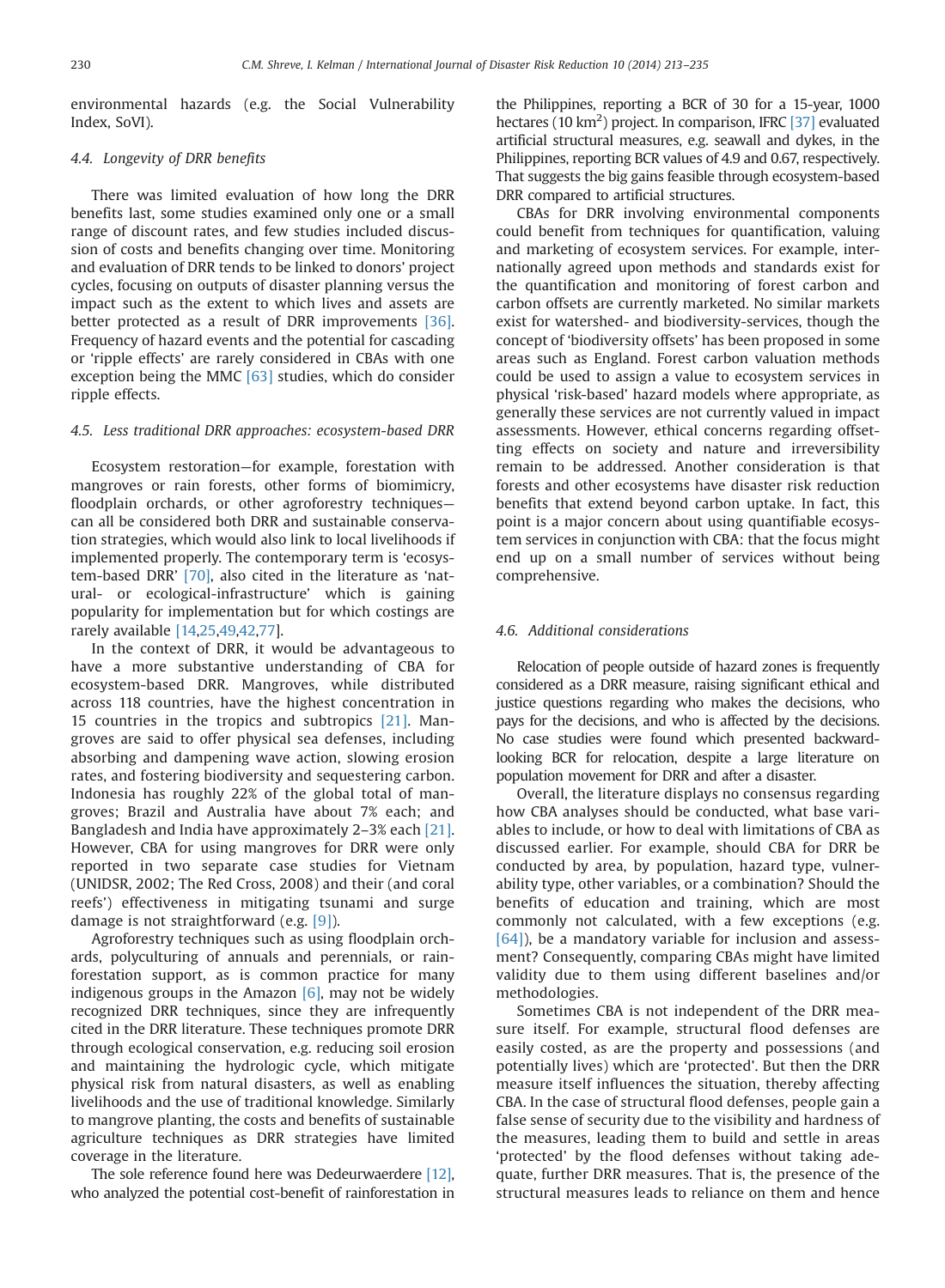environmental hazards (e.g. the Social Vulnerability Index, SoVI).

### 4.4. Longevity of DRR benefits

There was limited evaluation of how long the DRR benefits last, some studies examined only one or a small range of discount rates, and few studies included discussion of costs and benefits changing over time. Monitoring and evaluation of DRR tends to be linked to donors' project cycles, focusing on outputs of disaster planning versus the impact such as the extent to which lives and assets are better protected as a result of DRR improvements [36]. Frequency of hazard events and the potential for cascading or 'ripple effects' are rarely considered in CBAs with one exception being the MMC [63] studies, which do consider ripple effects.

### 4.5. Less traditional DRR approaches: ecosystem-based DRR

Ecosystem restoration—for example, forestation with mangroves or rain forests, other forms of biomimicry, floodplain orchards, or other agroforestry techniques—can all be considered both DRR and sustainable conservation strategies, which would also link to local livelihoods if implemented properly. The contemporary term is 'ecosystem-based DRR' [70], also cited in the literature as 'natural- or ecological-infrastructure' which is gaining popularity for implementation but for which costings are rarely available [14,25,49,42,77].

In the context of DRR, it would be advantageous to have a more substantive understanding of CBA for ecosystem-based DRR. Mangroves, while distributed across 118 countries, have the highest concentration in 15 countries in the tropics and subtropics [21]. Mangroves are said to offer physical sea defenses, including absorbing and dampening wave action, slowing erosion rates, and fostering biodiversity and sequestering carbon. Indonesia has roughly 22% of the global total of mangroves; Brazil and Australia have about 7% each; and Bangladesh and India have approximately 2–3% each [21]. However, CBA for using mangroves for DRR were only reported in two separate case studies for Vietnam (UNIDSR, 2002; The Red Cross, 2008) and their (and coral reefs') effectiveness in mitigating tsunami and surge damage is not straightforward (e.g. [9]).

Agroforestry techniques such as using floodplain orchards, polyculturing of annuals and perennials, or rainforestation support, as is common practice for many indigenous groups in the Amazon [6], may not be widely recognized DRR techniques, since they are infrequently cited in the DRR literature. These techniques promote DRR through ecological conservation, e.g. reducing soil erosion and maintaining the hydrologic cycle, which mitigate physical risk from natural disasters, as well as enabling livelihoods and the use of traditional knowledge. Similarly to mangrove planting, the costs and benefits of sustainable agriculture techniques as DRR strategies have limited coverage in the literature.

The sole reference found here was Dedeurwaerdere [12], who analyzed the potential cost-benefit of rainforestation in the Philippines, reporting a BCR of 30 for a 15-year, 1000 hectares (10 $km^2$) project. In comparison, IFRC [37] evaluated artificial structural measures, e.g. seawall and dykes, in the Philippines, reporting BCR values of 4.9 and 0.67, respectively. That suggests the big gains feasible through ecosystem-based DRR compared to artificial structures.

CBAs for DRR involving environmental components could benefit from techniques for quantification, valuing and marketing of ecosystem services. For example, internationally agreed upon methods and standards exist for the quantification and monitoring of forest carbon and carbon offsets are currently marketed. No similar markets exist for watershed- and biodiversity-services, though the concept of 'biodiversity offsets' has been proposed in some areas such as England. Forest carbon valuation methods could be used to assign a value to ecosystem services in physical 'risk-based' hazard models where appropriate, as generally these services are not currently valued in impact assessments. However, ethical concerns regarding offsetting effects on society and nature and irreversibility remain to be addressed. Another consideration is that forests and other ecosystems have disaster risk reduction benefits that extend beyond carbon uptake. In fact, this point is a major concern about using quantifiable ecosystem services in conjunction with CBA: that the focus might end up on a small number of services without being comprehensive.

### 4.6. Additional considerations

Relocation of people outside of hazard zones is frequently considered as a DRR measure, raising significant ethical and justice questions regarding who makes the decisions, who pays for the decisions, and who is affected by the decisions. No case studies were found which presented backward-looking BCR for relocation, despite a large literature on population movement for DRR and after a disaster.

Overall, the literature displays no consensus regarding how CBA analyses should be conducted, what base variables to include, or how to deal with limitations of CBA as discussed earlier. For example, should CBA for DRR be conducted by area, by population, hazard type, vulnerability type, other variables, or a combination? Should the benefits of education and training, which are most commonly not calculated, with a few exceptions (e.g. [64]), be a mandatory variable for inclusion and assessment? Consequently, comparing CBAs might have limited validity due to them using different baselines and/or methodologies.

Sometimes CBA is not independent of the DRR measure itself. For example, structural flood defenses are easily costed, as are the property and possessions (and potentially lives) which are 'protected'. But then the DRR measure itself influences the situation, thereby affecting CBA. In the case of structural flood defenses, people gain a false sense of security due to the visibility and hardness of the measures, leading them to build and settle in areas 'protected' by the flood defenses without taking adequate, further DRR measures. That is, the presence of the structural measures leads to reliance on them and hence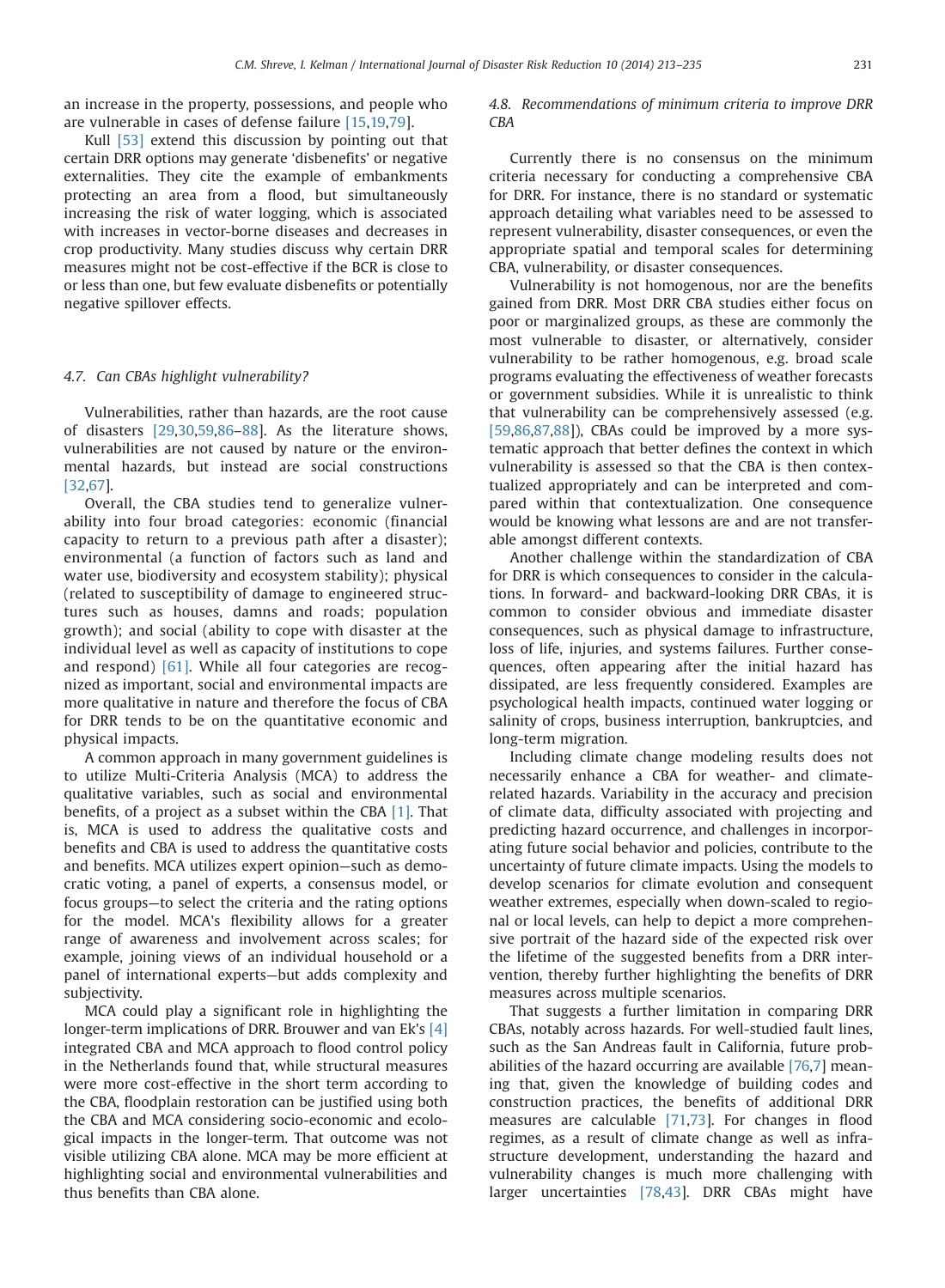an increase in the property, possessions, and people who are vulnerable in cases of defense failure [15,19,79].

Kull [53] extend this discussion by pointing out that certain DRR options may generate 'disbenefits' or negative externalities. They cite the example of embankments protecting an area from a flood, but simultaneously increasing the risk of water logging, which is associated with increases in vector-borne diseases and decreases in crop productivity. Many studies discuss why certain DRR measures might not be cost-effective if the BCR is close to or less than one, but few evaluate disbenefits or potentially negative spillover effects.

### 4.7. Can CBAs highlight vulnerability?

Vulnerabilities, rather than hazards, are the root cause of disasters [29,30,59,86–88]. As the literature shows, vulnerabilities are not caused by nature or the environmental hazards, but instead are social constructions [32,67].

Overall, the CBA studies tend to generalize vulnerability into four broad categories: economic (financial capacity to return to a previous path after a disaster); environmental (a function of factors such as land and water use, biodiversity and ecosystem stability); physical (related to susceptibility of damage to engineered structures such as houses, damns and roads; population growth); and social (ability to cope with disaster at the individual level as well as capacity of institutions to cope and respond) [61]. While all four categories are recognized as important, social and environmental impacts are more qualitative in nature and therefore the focus of CBA for DRR tends to be on the quantitative economic and physical impacts.

A common approach in many government guidelines is to utilize Multi-Criteria Analysis (MCA) to address the qualitative variables, such as social and environmental benefits, of a project as a subset within the CBA [1]. That is, MCA is used to address the qualitative costs and benefits and CBA is used to address the quantitative costs and benefits. MCA utilizes expert opinion—such as democratic voting, a panel of experts, a consensus model, or focus groups—to select the criteria and the rating options for the model. MCA's flexibility allows for a greater range of awareness and involvement across scales; for example, joining views of an individual household or a panel of international experts—but adds complexity and subjectivity.

MCA could play a significant role in highlighting the longer-term implications of DRR. Brouwer and van Ek's [4] integrated CBA and MCA approach to flood control policy in the Netherlands found that, while structural measures were more cost-effective in the short term according to the CBA, floodplain restoration can be justified using both the CBA and MCA considering socio-economic and ecological impacts in the longer-term. That outcome was not visible utilizing CBA alone. MCA may be more efficient at highlighting social and environmental vulnerabilities and thus benefits than CBA alone.

### 4.8. Recommendations of minimum criteria to improve DRR CBA

Currently there is no consensus on the minimum criteria necessary for conducting a comprehensive CBA for DRR. For instance, there is no standard or systematic approach detailing what variables need to be assessed to represent vulnerability, disaster consequences, or even the appropriate spatial and temporal scales for determining CBA, vulnerability, or disaster consequences.

Vulnerability is not homogenous, nor are the benefits gained from DRR. Most DRR CBA studies either focus on poor or marginalized groups, as these are commonly the most vulnerable to disaster, or alternatively, consider vulnerability to be rather homogenous, e.g. broad scale programs evaluating the effectiveness of weather forecasts or government subsidies. While it is unrealistic to think that vulnerability can be comprehensively assessed (e.g. [59,86,87,88]), CBAs could be improved by a more systematic approach that better defines the context in which vulnerability is assessed so that the CBA is then contextualized appropriately and can be interpreted and compared within that contextualization. One consequence would be knowing what lessons are and are not transferable amongst different contexts.

Another challenge within the standardization of CBA for DRR is which consequences to consider in the calculations. In forward- and backward-looking DRR CBAs, it is common to consider obvious and immediate disaster consequences, such as physical damage to infrastructure, loss of life, injuries, and systems failures. Further consequences, often appearing after the initial hazard has dissipated, are less frequently considered. Examples are psychological health impacts, continued water logging or salinity of crops, business interruption, bankruptcies, and long-term migration.

Including climate change modeling results does not necessarily enhance a CBA for weather- and climate-related hazards. Variability in the accuracy and precision of climate data, difficulty associated with projecting and predicting hazard occurrence, and challenges in incorporating future social behavior and policies, contribute to the uncertainty of future climate impacts. Using the models to develop scenarios for climate evolution and consequent weather extremes, especially when down-scaled to regional or local levels, can help to depict a more comprehensive portrait of the hazard side of the expected risk over the lifetime of the suggested benefits from a DRR intervention, thereby further highlighting the benefits of DRR measures across multiple scenarios.

That suggests a further limitation in comparing DRR CBAs, notably across hazards. For well-studied fault lines, such as the San Andreas fault in California, future probabilities of the hazard occurring are available [76,7] meaning that, given the knowledge of building codes and construction practices, the benefits of additional DRR measures are calculable [71,73]. For changes in flood regimes, as a result of climate change as well as infrastructure development, understanding the hazard and vulnerability changes is much more challenging with larger uncertainties [78,43]. DRR CBAs might have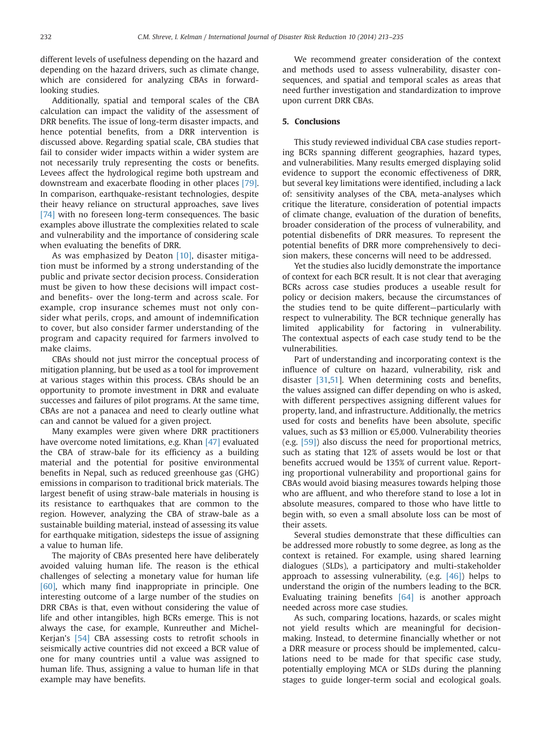different levels of usefulness depending on the hazard and depending on the hazard drivers, such as climate change, which are considered for analyzing CBAs in forward-looking studies.

Additionally, spatial and temporal scales of the CBA calculation can impact the validity of the assessment of DRR benefits. The issue of long-term disaster impacts, and hence potential benefits, from a DRR intervention is discussed above. Regarding spatial scale, CBA studies that fail to consider wider impacts within a wider system are not necessarily truly representing the costs or benefits. Levees affect the hydrological regime both upstream and downstream and exacerbate flooding in other places [79]. In comparison, earthquake-resistant technologies, despite their heavy reliance on structural approaches, save lives [74] with no foreseen long-term consequences. The basic examples above illustrate the complexities related to scale and vulnerability and the importance of considering scale when evaluating the benefits of DRR.

As was emphasized by Deaton [10], disaster mitigation must be informed by a strong understanding of the public and private sector decision process. Consideration must be given to how these decisions will impact cost- and benefits- over the long-term and across scale. For example, crop insurance schemes must not only consider what perils, crops, and amount of indemnification to cover, but also consider farmer understanding of the program and capacity required for farmers involved to make claims.

CBAs should not just mirror the conceptual process of mitigation planning, but be used as a tool for improvement at various stages within this process. CBAs should be an opportunity to promote investment in DRR and evaluate successes and failures of pilot programs. At the same time, CBAs are not a panacea and need to clearly outline what can and cannot be valued for a given project.

Many examples were given where DRR practitioners have overcome noted limitations, e.g. Khan [47] evaluated the CBA of straw-bale for its efficiency as a building material and the potential for positive environmental benefits in Nepal, such as reduced greenhouse gas (GHG) emissions in comparison to traditional brick materials. The largest benefit of using straw-bale materials in housing is its resistance to earthquakes that are common to the region. However, analyzing the CBA of straw-bale as a sustainable building material, instead of assessing its value for earthquake mitigation, sidesteps the issue of assigning a value to human life.

The majority of CBAs presented here have deliberately avoided valuing human life. The reason is the ethical challenges of selecting a monetary value for human life [60], which many find inappropriate in principle. One interesting outcome of a large number of the studies on DRR CBAs is that, even without considering the value of life and other intangibles, high BCRs emerge. This is not always the case, for example, Kunreuther and Michel-Kerjan's [54] CBA assessing costs to retrofit schools in seismically active countries did not exceed a BCR value of one for many countries until a value was assigned to human life. Thus, assigning a value to human life in that example may have benefits.

We recommend greater consideration of the context and methods used to assess vulnerability, disaster consequences, and spatial and temporal scales as areas that need further investigation and standardization to improve upon current DRR CBAs.

## 5. Conclusions

This study reviewed individual CBA case studies reporting BCRs spanning different geographies, hazard types, and vulnerabilities. Many results emerged displaying solid evidence to support the economic effectiveness of DRR, but several key limitations were identified, including a lack of: sensitivity analyses of the CBA, meta-analyses which critique the literature, consideration of potential impacts of climate change, evaluation of the duration of benefits, broader consideration of the process of vulnerability, and potential disbenefits of DRR measures. To represent the potential benefits of DRR more comprehensively to decision makers, these concerns will need to be addressed.

Yet the studies also lucidly demonstrate the importance of context for each BCR result. It is not clear that averaging BCRs across case studies produces a useable result for policy or decision makers, because the circumstances of the studies tend to be quite different—particularly with respect to vulnerability. The BCR technique generally has limited applicability for factoring in vulnerability. The contextual aspects of each case study tend to be the vulnerabilities.

Part of understanding and incorporating context is the influence of culture on hazard, vulnerability, risk and disaster [31,51]. When determining costs and benefits, the values assigned can differ depending on who is asked, with different perspectives assigning different values for property, land, and infrastructure. Additionally, the metrics used for costs and benefits have been absolute, specific values, such as $3 million or €5,000. Vulnerability theories (e.g. [59]) also discuss the need for proportional metrics, such as stating that 12% of assets would be lost or that benefits accrued would be 135% of current value. Reporting proportional vulnerability and proportional gains for CBAs would avoid biasing measures towards helping those who are affluent, and who therefore stand to lose a lot in absolute measures, compared to those who have little to begin with, so even a small absolute loss can be most of their assets.

Several studies demonstrate that these difficulties can be addressed more robustly to some degree, as long as the context is retained. For example, using shared learning dialogues (SLDs), a participatory and multi-stakeholder approach to assessing vulnerability, (e.g. [46]) helps to understand the origin of the numbers leading to the BCR. Evaluating training benefits [64] is another approach needed across more case studies.

As such, comparing locations, hazards, or scales might not yield results which are meaningful for decision-making. Instead, to determine financially whether or not a DRR measure or process should be implemented, calculations need to be made for that specific case study, potentially employing MCA or SLDs during the planning stages to guide longer-term social and ecological goals.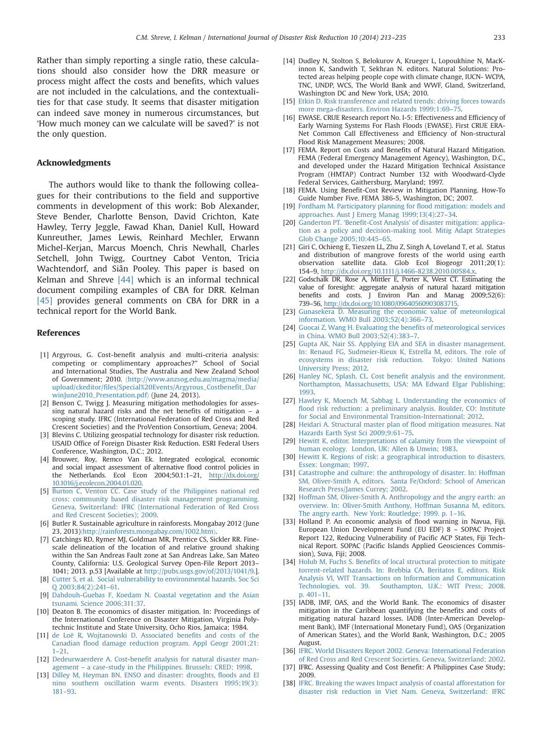Rather than simply reporting a single ratio, these calculations should also consider how the DRR measure or process might affect the costs and benefits, which values are not included in the calculations, and the contextualities for that case study. It seems that disaster mitigation can indeed save money in numerous circumstances, but 'How much money can we calculate will be saved?' is not the only question.

## Acknowledgments

The authors would like to thank the following colleagues for their contributions to the field and supportive comments in development of this work: Bob Alexander, Steve Bender, Charlotte Benson, David Crichton, Kate Hawley, Terry Jeggle, Fawad Khan, Daniel Kull, Howard Kunreuther, James Lewis, Reinhard Mechler, Erwann Michel-Kerjan, Marcus Moench, Chris Newhall, Charles Setchell, John Twigg, Courtney Cabot Venton, Tricia Wachtendorf, and Siân Pooley. This paper is based on Kelman and Shreve [44] which is an informal technical document compiling examples of CBA for DRR. Kelman [45] provides general comments on CBA for DRR in a technical report for the World Bank.

## References

[1] Argyrous, G. Cost-benefit analysis and multi-criteria analysis: competing or complimentary approaches?" School of Social and International Studies, The Australia and New Zealand School of Government; 2010. 〈http://www.anzsog.edu.au/magma/media/upload/ckeditor/files/Special%20Events/Argyrous_Costbenefit_DarwinJune2010_Presentation.pdf〉 (June 24, 2013).

[2] Benson C, Twigg J. Measuring mitigation methodologies for assessing natural hazard risks and the net benefits of mitigation – a scoping study. IFRC (International Federation of Red Cross and Red Crescent Societies) and the ProVention Consortium, Geneva; 2004.

[3] Blevins C. Utilizing geospatial technology for disaster risk reduction. USAID Office of Foreign Disaster Risk Reduction. ESRI Federal Users Conference, Washington, D.C.; 2012.

[4] Brouwer, Roy, Remco Van Ek. Integrated ecological, economic and social impact assessment of alternative flood control policies in the Netherlands. Ecol Econ 2004;50.1:1–21, http://dx.doi.org/10.1016/j.ecolecon.2004.01.020.

[5] Burton C, Venton CC. Case study of the Philippines national red cross: community based disaster risk management programming. Geneva, Switzerland: IFRC (International Federation of Red Cross and Red Crescent Societies); 2009.

[6] Butler R. Sustainable agriculture in rainforests. Mongabay 2012 (June 23, 2013)〈http://rainforests.mongabay.com/1002.htm〉.

[7] Catchings RD, Rymer MJ, Goldman MR, Prentice CS, Sickler RR. Fine-scale delineation of the location of and relative ground shaking within the San Andreas Fault zone at San Andreas Lake, San Mateo County, California: U.S. Geological Survey Open-File Report 2013–1041; 2013. p.53 [Available at http://pubs.usgs.gov/of/2013/1041/9.].

[8] Cutter S, et al. Social vulnerability to environmental hazards. Soc Sci Q 2003;84(2):241–61.

[9] Dahdouh-Guebas F, Koedam N. Coastal vegetation and the Asian tsunami. Science 2006;311:37.

[10] Deaton B. The economics of disaster mitigation. In: Proceedings of the International Conference on Disaster Mitigation, Virginia Polytechnic Institute and State University, Ocho Rios, Jamaica; 1984.

[11] de Loë R, Wojtanowski D. Associated benefits and costs of the Canadian flood damage reduction program. Appl Geogr 2001;21:1–21.

[12] Dedeurwaerdere A. Cost-benefit analysis for natural disaster management – a case-study in the Philippines. Brussels: CRED; 1998.

[13] Dilley M, Heyman BN. ENSO and disaster: droughts, floods and El nino southern oscillation warm events. Disasters 1995;19(3):181–93.

[14] Dudley N, Stolton S, Belokurov A, Krueger L, Lopoukhine N, MacKinnon K, Sandwith T, Sekhran N. editors. Natural Solutions: Protected areas helping people cope with climate change, IUCN- WCPA, TNC, UNDP, WCS, The World Bank and WWF, Gland, Switzerland, Washington DC and New York, USA; 2010.

[15] Etkin D. Risk transference and related trends: driving forces towards more mega-disasters. Environ Hazards 1999;1:69–75.

[16] EWASE. CRUE Research report No. I-5: Effectiveness and Efficiency of Early Warning Systems For Flash Floods (EWASE). First CRUE ERA-Net Common Call Effectiveness and Efficiency of Non-structural Flood Risk Management Measures; 2008.

[17] FEMA. Report on Costs and Benefits of Natural Hazard Mitigation. FEMA (Federal Emergency Management Agency), Washington, D.C., and developed under the Hazard Mitigation Technical Assistance Program (HMTAP) Contract Number 132 with Woodward-Clyde Federal Services, Gaithersburg, Maryland; 1997.

[18] FEMA. Using Benefit-Cost Review in Mitigation Planning. How-To Guide Number Five. FEMA 386-5, Washington, DC; 2007.

[19] Fordham M. Participatory planning for flood mitigation: models and approaches. Aust J Emerg Manag 1999;13(4):27–34.

[20] Ganderton PT. 'Benefit-Cost Analysis' of disaster mitigation: application as a policy and decision-making tool. Mitig Adapt Strategies Glob Change 2005;10:445–65.

[21] Giri C, Ochieng E, Tieszen LL, Zhu Z, Singh A, Loveland T, et al. Status and distribution of mangrove forests of the world using earth observation satellite data. Glob Ecol Biogeogr 2011;20(1):154–9, http://dx.doi.org/10.1111/j.1466-8238.2010.00584.x.

[22] Godschalk DR, Rose A, Mittler E, Porter K, West CT. Estimating the value of foresight: aggregate analysis of natural hazard mitigation benefits and costs. J Environ Plan and Manag 2009;52(6):739–56, http://dx.doi.org/10.1080/09640560903083715.

[23] Gunasekera D. Measuring the economic value of meteorological information. WMO Bull 2003;52(4):366–73.

[24] Guocai Z, Wang H. Evaluating the benefits of meteorological services in China. WMO Bull 2003;52(4):383–7.

[25] Gupta AK, Nair SS. Applying EIA and SEA in disaster management. In: Renaud FG, Sudmeier-Rieux K, Estrella M, editors. The role of ecosystems in disaster risk reduction. Tokyo: United Nations University Press; 2012.

[26] Hanley NC, Splash. CL. Cost benefit analysis and the environment. Northampton, Massachusetts, USA: MA Edward Elgar Publishing; 1993.

[27] Hawley K, Moench M, Sabbag L. Understanding the economics of flood risk reduction: a preliminary analysis. Boulder, CO: Institute for Social and Environmental Transition-International; 2012.

[28] Heidari A. Structural master plan of flood mitigation measures. Nat Hazards Earth Syst Sci 2009;9:61–75.

[29] Hewitt K, editor. Interpretations of calamity from the viewpoint of human ecology. London, UK: Allen & Unwin; 1983.

[30] Hewitt K. Regions of risk: a geographical introduction to disasters. Essex: Longman; 1997.

[31] Catastrophe and culture: the anthropology of disaster. In: Hoffman SM, Oliver-Smith A, editors. Santa Fe/Oxford: School of American Research Press/James Currey; 2002.

[32] Hoffman SM, Oliver-Smith A. Anthropology and the angry earth: an overview. In: Oliver-Smith Anthony, Hoffman Susanna M, editors. The angry earth. New York: Routledge; 1999. p. 1–16.

[33] Holland P. An economic analysis of flood warning in Navua, Fiji. European Union Development Fund (EU EDF) 8 – SOPAC Project Report 122, Reducing Vulnerability of Pacific ACP States, Fiji Technical Report. SOPAC (Pacific Islands Applied Geosciences Commission), Suva, Fiji; 2008.

[34] Holub M, Fuchs S. Benefits of local structural protection to mitigate torrent-related hazards. In: Brebbia CA, Beritatos E, editors. Risk Analysis VI, WIT Transactions on Information and Communication Technologies, vol. 39. Southampton, U.K.: WIT Press; 2008. p. 401–11.

[35] IADB, IMF, OAS, and the World Bank. The economics of disaster mitigation in the Caribbean quantifying the benefits and costs of mitigating natural hazard losses. IADB (Inter-American Development Bank), IMF (International Monetary Fund), OAS (Organization of American States), and the World Bank, Washington, D.C.; 2005 August.

[36] IFRC. World Disasters Report 2002. Geneva: International Federation of Red Cross and Red Crescent Societies. Geneva, Switzerland; 2002.

[37] IFRC. Assessing Quality and Cost Benefit: A Philippines Case Study; 2009.

[38] IFRC. Breaking the waves Impact analysis of coastal afforestation for disaster risk reduction in Viet Nam. Geneva, Switzerland: IFRC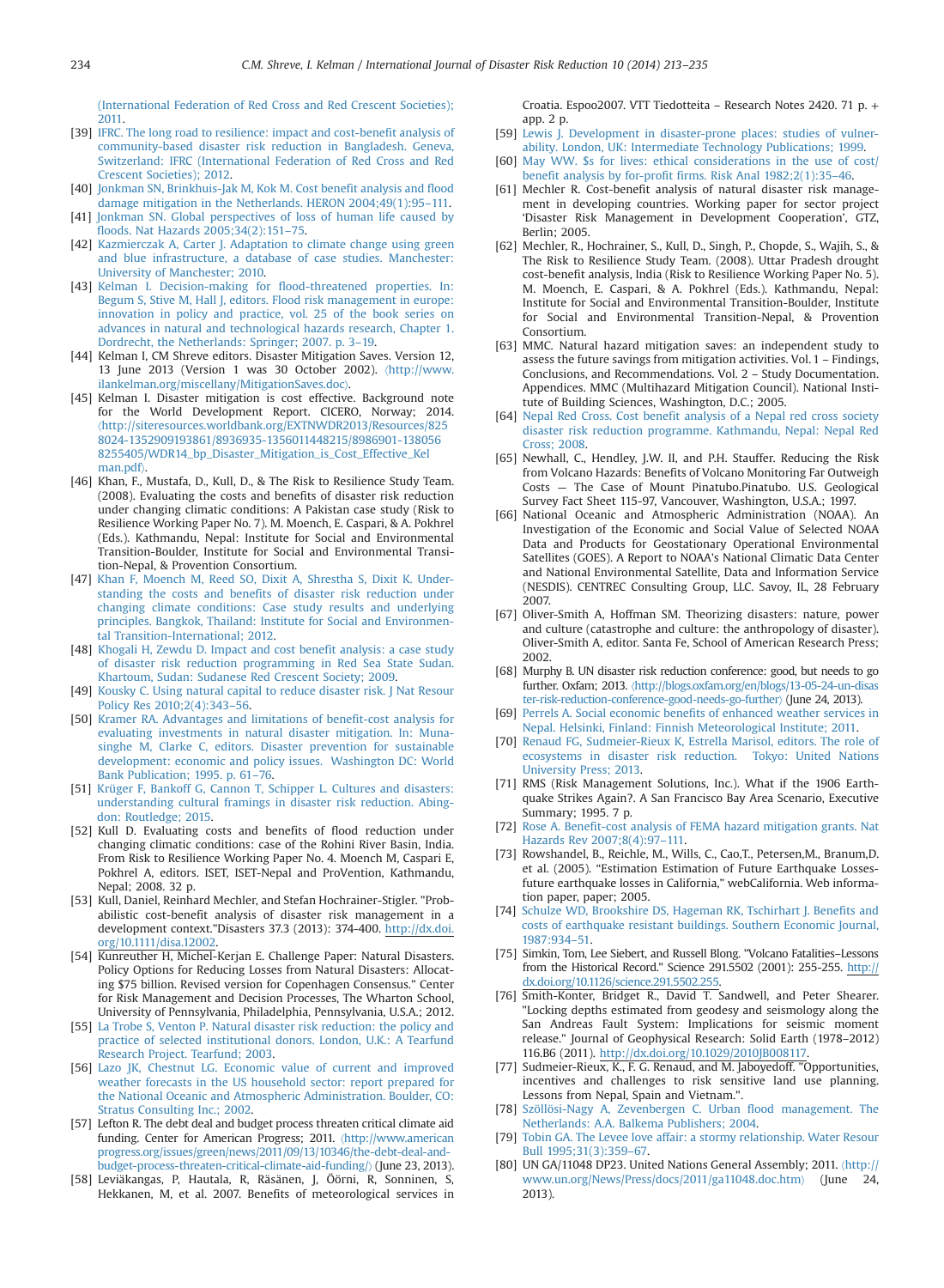〈International Federation of Red Cross and Red Crescent Societies〉; 2011.

[39] IFRC. The long road to resilience: impact and cost-benefit analysis of community-based disaster risk reduction in Bangladesh. Geneva, Switzerland: IFRC (International Federation of Red Cross and Red Crescent Societies); 2012.

[40] Jonkman SN, Brinkhuis-Jak M, Kok M. Cost benefit analysis and flood damage mitigation in the Netherlands. HERON 2004;49(1):95–111.

[41] Jonkman SN. Global perspectives of loss of human life caused by floods. Nat Hazards 2005;34(2):151–75.

[42] Kazmierczak A, Carter J. Adaptation to climate change using green and blue infrastructure, a database of case studies. Manchester: University of Manchester; 2010.

[43] Kelman I. Decision-making for flood-threatened properties. In: Begum S, Stive M, Hall J, editors. Flood risk management in europe: innovation in policy and practice, vol. 25 of the book series on advances in natural and technological hazards research, Chapter 1. Dordrecht, the Netherlands: Springer; 2007. p. 3–19.

[44] Kelman I, CM Shreve editors. Disaster Mitigation Saves. Version 12, 13 June 2013 (Version 1 was 30 October 2002). 〈http://www.ilankelman.org/miscellany/MitigationSaves.doc〉.

[45] Kelman I. Disaster mitigation is cost effective. Background note for the World Development Report. CICERO, Norway; 2014. 〈http://siteresources.worldbank.org/EXTNWDR2013/Resources/8258024-1352909193861/8936935-1356011448215/8986901-1380568255405/WDR14_bp_Disaster_Mitigation_is_Cost_Effective_Kelman.pdf〉.

[46] Khan, F., Mustafa, D., Kull, D., & The Risk to Resilience Study Team. (2008). Evaluating the costs and benefits of disaster risk reduction under changing climatic conditions: A Pakistan case study (Risk to Resilience Working Paper No. 7). M. Moench, E. Caspari, & A. Pokhrel (Eds.). Kathmandu, Nepal: Institute for Social and Environmental Transition-Boulder, Institute for Social and Environmental Transition-Nepal, & Provention Consortium.

[47] Khan F, Moench M, Reed SO, Dixit A, Shrestha S, Dixit K. Understanding the costs and benefits of disaster risk reduction under changing climate conditions: Case study results and underlying principles. Bangkok, Thailand: Institute for Social and Environmental Transition-International; 2012.

[48] Khogali H, Zewdu D. Impact and cost benefit analysis: a case study of disaster risk reduction programming in Red Sea State Sudan. Khartoum, Sudan: Sudanese Red Crescent Society; 2009.

[49] Kousky C. Using natural capital to reduce disaster risk. J Nat Resour Policy Res 2010;2(4):343–56.

[50] Kramer RA. Advantages and limitations of benefit-cost analysis for evaluating investments in natural disaster mitigation. In: Munasinghe M, Clarke C, editors. Disaster prevention for sustainable development: economic and policy issues. Washington DC: World Bank Publication; 1995. p. 61–76.

[51] Krüger F, Bankoff G, Cannon T, Schipper L. Cultures and disasters: understanding cultural framings in disaster risk reduction. Abingdon: Routledge; 2015.

[52] Kull D. Evaluating costs and benefits of flood reduction under changing climatic conditions: case of the Rohini River Basin, India. From Risk to Resilience Working Paper No. 4. Moench M, Caspari E, Pokhrel A, editors. ISET, ISET-Nepal and ProVention, Kathmandu, Nepal; 2008. 32 p.

[53] Kull, Daniel, Reinhard Mechler, and Stefan Hochrainer-Stigler. "Probabilistic cost-benefit analysis of disaster risk management in a development context."Disasters 37.3 (2013): 374-400. http://dx.doi.org/10.1111/disa.12002.

[54] Kunreuther H, Michel-Kerjan E. Challenge Paper: Natural Disasters. Policy Options for Reducing Losses from Natural Disasters: Allocating $75 billion. Revised version for Copenhagen Consensus." Center for Risk Management and Decision Processes, The Wharton School, University of Pennsylvania, Philadelphia, Pennsylvania, U.S.A.; 2012.

[55] La Trobe S, Venton P. Natural disaster risk reduction: the policy and practice of selected institutional donors. London, U.K.: A Tearfund Research Project. Tearfund; 2003.

[56] Lazo JK, Chestnut LG. Economic value of current and improved weather forecasts in the US household sector: report prepared for the National Oceanic and Atmospheric Administration. Boulder, CO: Stratus Consulting Inc.; 2002.

[57] Lefton R. The debt deal and budget process threaten critical climate aid funding. Center for American Progress; 2011. 〈http://www.americanprogress.org/issues/green/news/2011/09/13/10346/the-debt-deal-and-budget-process-threaten-critical-climate-aid-funding/〉 (June 23, 2013).

[58] Leviäkangas, P, Hautala, R, Räsänen, J, Öörni, R, Sonninen, S, Hekkanen, M, et al. 2007. Benefits of meteorological services in Croatia. Espoo2007. VTT Tiedotteita – Research Notes 2420. 71 p. + app. 2 p.

[59] Lewis J. Development in disaster-prone places: studies of vulnerability. London, UK: Intermediate Technology Publications; 1999.

[60] May WW. $s for lives: ethical considerations in the use of cost/benefit analysis by for-profit firms. Risk Anal 1982;2(1):35–46.

[61] Mechler R. Cost-benefit analysis of natural disaster risk management in developing countries. Working paper for sector project 'Disaster Risk Management in Development Cooperation', GTZ, Berlin; 2005.

[62] Mechler, R., Hochrainer, S., Kull, D., Singh, P., Chopde, S., Wajih, S., & The Risk to Resilience Study Team. (2008). Uttar Pradesh drought cost-benefit analysis, India (Risk to Resilience Working Paper No. 5). M. Moench, E. Caspari, & A. Pokhrel (Eds.). Kathmandu, Nepal: Institute for Social and Environmental Transition-Boulder, Institute for Social and Environmental Transition-Nepal, & Provention Consortium.

[63] MMC. Natural hazard mitigation saves: an independent study to assess the future savings from mitigation activities. Vol. 1 – Findings, Conclusions, and Recommendations. Vol. 2 – Study Documentation. Appendices. MMC (Multihazard Mitigation Council). National Institute of Building Sciences, Washington, D.C.; 2005.

[64] Nepal Red Cross. Cost benefit analysis of a Nepal red cross society disaster risk reduction programme. Kathmandu, Nepal: Nepal Red Cross; 2008.

[65] Newhall, C., Hendley, J.W. II, and P.H. Stauffer. Reducing the Risk from Volcano Hazards: Benefits of Volcano Monitoring Far Outweigh Costs — The Case of Mount Pinatubo.Pinatubo. U.S. Geological Survey Fact Sheet 115-97, Vancouver, Washington, U.S.A.; 1997.

[66] National Oceanic and Atmospheric Administration (NOAA). An Investigation of the Economic and Social Value of Selected NOAA Data and Products for Geostationary Operational Environmental Satellites (GOES). A Report to NOAA's National Climatic Data Center and National Environmental Satellite, Data, and Information Service (NESDIS). CENTREC Consulting Group, LLC. Savoy, IL, 28 February 2007.

[67] Oliver-Smith A, Hoffman SM. Theorizing disasters: nature, power and culture (catastrophe and culture: the anthropology of disaster). Oliver-Smith A, editor. Santa Fe, School of American Research Press; 2002.

[68] Murphy B. UN disaster risk reduction conference: good, but needs to go further. Oxfam; 2013. 〈http://blogs.oxfam.org/en/blogs/13-05-24-un-disaster-risk-reduction-conference-good-needs-go-further〉 (June 24, 2013).

[69] Perrels A. Social economic benefits of enhanced weather services in Nepal. Helsinki, Finland: Finnish Meteorological Institute; 2011.

[70] Renaud FG, Sudmeier-Rieux K, Estrella Marisol, editors. The role of ecosystems in disaster risk reduction. Tokyo: United Nations University Press; 2013.

[71] RMS (Risk Management Solutions, Inc.). What if the 1906 Earthquake Strikes Again?. A San Francisco Bay Area Scenario, Executive Summary; 1995. 7 p.

[72] Rose A. Benefit-cost analysis of FEMA hazard mitigation grants. Nat Hazards Rev 2007;8(4):97–111.

[73] Rowshandel, B., Reichle, M., Wills, C., Cao,T., Petersen,M., Branum,D. et al. (2005). "Estimation Estimation of Future Earthquake Losses-future earthquake losses in California," webCalifornia. Web information paper, paper; 2005.

[74] Schulze WD, Brookshire DS, Hageman RK, Tschirhart J. Benefits and costs of earthquake resistant buildings. Southern Economic Journal, 1987:934–51.

[75] Simkin, Tom, Lee Siebert, and Russell Blong. "Volcano Fatalities–Lessons from the Historical Record." Science 291.5502 (2001): 255-255. http://dx.doi.org/10.1126/science.291.5502.255.

[76] Smith-Konter, Bridget R., David T. Sandwell, and Peter Shearer. "Locking depths estimated from geodesy and seismology along the San Andreas Fault System: Implications for seismic moment release." Journal of Geophysical Research: Solid Earth (1978–2012) 116.B6 (2011). http://dx.doi.org/10.1029/2010JB008117.

[77] Sudmeier-Rieux, K., F. G. Renaud, and M. Jaboyedoff. "Opportunities, incentives and challenges to risk sensitive land use planning. Lessons from Nepal, Spain and Vietnam.".

[78] Szöllösi-Nagy A, Zevenbergen C. Urban flood management. The Netherlands: A.A. Balkema Publishers; 2004.

[79] Tobin GA. The Levee love affair: a stormy relationship. Water Resour Bull 1995;31(3):359–67.

[80] UN GA/11048 DP23. United Nations General Assembly; 2011. 〈http://www.un.org/News/Press/docs/2011/ga11048.doc.htm〉 (June 24, 2013).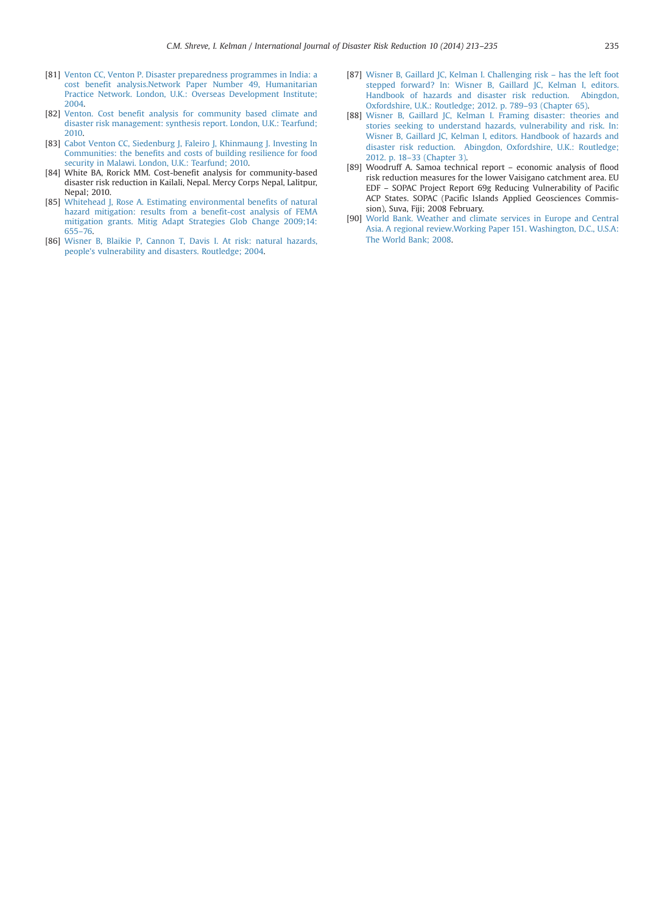[81] Venton CC, Venton P. Disaster preparedness programmes in India: a cost benefit analysis.Network Paper Number 49, Humanitarian Practice Network. London, U.K.: Overseas Development Institute; 2004.

[82] Venton. Cost benefit analysis for community based climate and disaster risk management: synthesis report. London, U.K.: Tearfund; 2010.

[83] Cabot Venton CC, Siedenburg J, Faleiro J, Khinmaung J. Investing In Communities: the benefits and costs of building resilience for food security in Malawi. London, U.K.: Tearfund; 2010.

[84] White BA, Rorick MM. Cost-benefit analysis for community-based disaster risk reduction in Kailali, Nepal. Mercy Corps Nepal, Lalitpur, Nepal; 2010.

[85] Whitehead J, Rose A. Estimating environmental benefits of natural hazard mitigation: results from a benefit-cost analysis of FEMA mitigation grants. Mitig Adapt Strategies Glob Change 2009;14: 655–76.

[86] Wisner B, Blaikie P, Cannon T, Davis I. At risk: natural hazards, people's vulnerability and disasters. Routledge; 2004.

[87] Wisner B, Gaillard JC, Kelman I. Challenging risk – has the left foot stepped forward? In: Wisner B, Gaillard JC, Kelman I, editors. Handbook of hazards and disaster risk reduction. Abingdon, Oxfordshire, U.K.: Routledge; 2012. p. 789–93 (Chapter 65).

[88] Wisner B, Gaillard JC, Kelman I. Framing disaster: theories and stories seeking to understand hazards, vulnerability and risk. In: Wisner B, Gaillard JC, Kelman I, editors. Handbook of hazards and disaster risk reduction. Abingdon, Oxfordshire, U.K.: Routledge; 2012. p. 18–33 (Chapter 3).

[89] Woodruff A. Samoa technical report – economic analysis of flood risk reduction measures for the lower Vaisigano catchment area. EU EDF – SOPAC Project Report 69g Reducing Vulnerability of Pacific ACP States. SOPAC (Pacific Islands Applied Geosciences Commission), Suva, Fiji; 2008 February.

[90] World Bank. Weather and climate services in Europe and Central Asia. A regional review.Working Paper 151. Washington, D.C., U.S.A: The World Bank; 2008.